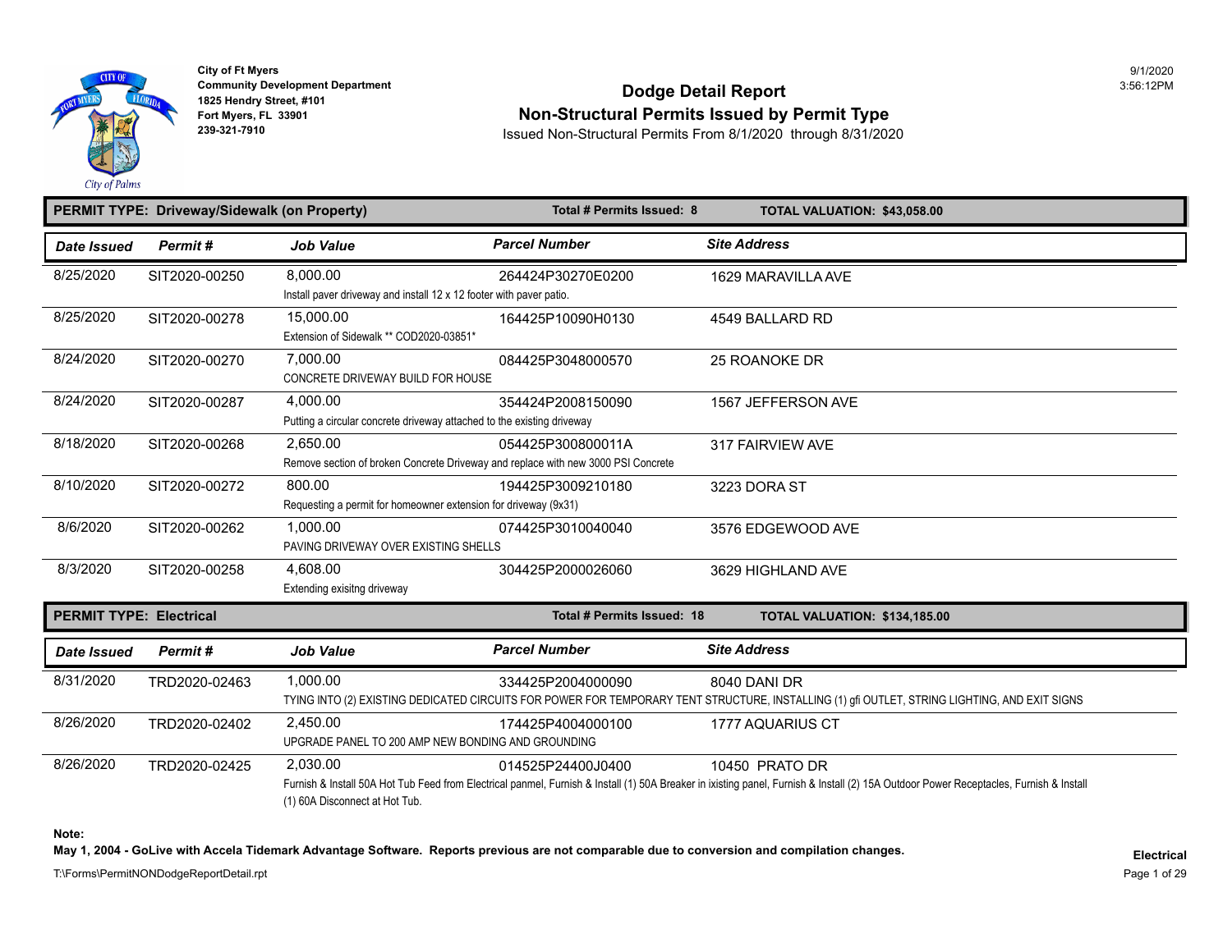City of Ft Myers
Community Development Department
1825 Hendry Street, #101
Fort Myers, FL 33901
239-321-7910

9/1/2020
3:56:12PM

# Dodge Detail Report
## Non-Structural Permits Issued by Permit Type

Issued Non-Structural Permits From 8/1/2020 through 8/31/2020

**PERMIT TYPE: Driveway/Sidewalk (on Property)** — **Total # Permits Issued: 8** — **TOTAL VALUATION: $43,058.00**

| Date Issued | Permit # | Job Value | Parcel Number | Site Address |
|---|---|---|---|---|
| 8/25/2020 | SIT2020-00250 | 8,000.00<br>Install paver driveway and install 12 x 12 footer with paver patio. | 264424P30270E0200 | 1629 MARAVILLA AVE |
| 8/25/2020 | SIT2020-00278 | 15,000.00<br>Extension of Sidewalk ** COD2020-03851* | 164425P10090H0130 | 4549 BALLARD RD |
| 8/24/2020 | SIT2020-00270 | 7,000.00<br>CONCRETE DRIVEWAY BUILD FOR HOUSE | 084425P3048000570 | 25 ROANOKE DR |
| 8/24/2020 | SIT2020-00287 | 4,000.00<br>Putting a circular concrete driveway attached to the existing driveway | 354424P2008150090 | 1567 JEFFERSON AVE |
| 8/18/2020 | SIT2020-00268 | 2,650.00<br>Remove section of broken Concrete Driveway and replace with new 3000 PSI Concrete | 054425P300800011A | 317 FAIRVIEW AVE |
| 8/10/2020 | SIT2020-00272 | 800.00<br>Requesting a permit for homeowner extension for driveway (9x31) | 194425P3009210180 | 3223 DORA ST |
| 8/6/2020 | SIT2020-00262 | 1,000.00<br>PAVING DRIVEWAY OVER EXISTING SHELLS | 074425P3010040040 | 3576 EDGEWOOD AVE |
| 8/3/2020 | SIT2020-00258 | 4,608.00<br>Extending exisitng driveway | 304425P2000026060 | 3629 HIGHLAND AVE |

**PERMIT TYPE: Electrical** — **Total # Permits Issued: 18** — **TOTAL VALUATION: $134,185.00**

| Date Issued | Permit # | Job Value | Parcel Number | Site Address |
|---|---|---|---|---|
| 8/31/2020 | TRD2020-02463 | 1,000.00<br>TYING INTO (2) EXISTING DEDICATED CIRCUITS FOR POWER FOR TEMPORARY TENT STRUCTURE, INSTALLING (1) gfi OUTLET, STRING LIGHTING, AND EXIT SIGNS | 334425P2004000090 | 8040 DANI DR |
| 8/26/2020 | TRD2020-02402 | 2,450.00<br>UPGRADE PANEL TO 200 AMP NEW BONDING AND GROUNDING | 174425P4004000100 | 1777 AQUARIUS CT |
| 8/26/2020 | TRD2020-02425 | 2,030.00<br>Furnish & Install 50A Hot Tub Feed from Electrical panmel, Furnish & Install (1) 50A Breaker in ixisting panel, Furnish & Install (2) 15A Outdoor Power Receptacles, Furnish & Install (1) 60A Disconnect at Hot Tub. | 014525P24400J0400 | 10450 PRATO DR |

**Note:**
**May 1, 2004 - GoLive with Accela Tidemark Advantage Software. Reports previous are not comparable due to conversion and compilation changes.**

**Electrical**

T:\Forms\PermitNONDodgeReportDetail.rpt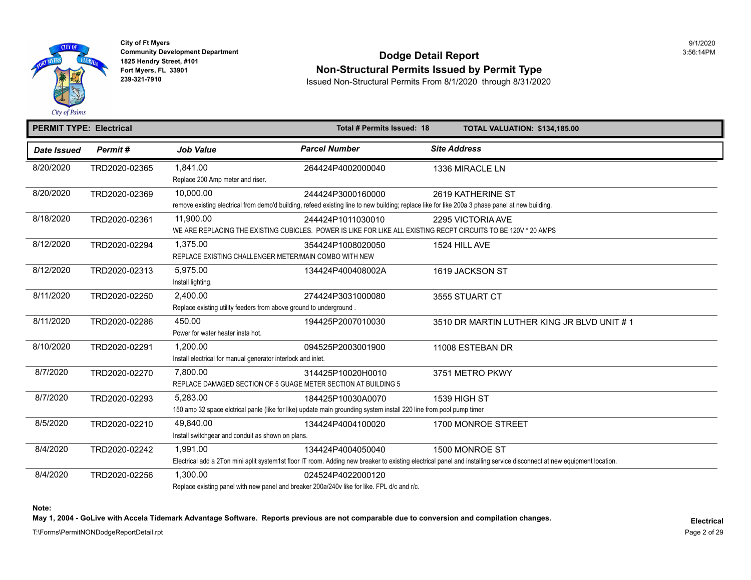City of Ft Myers
Community Development Department
1825 Hendry Street, #101
Fort Myers, FL 33901
239-321-7910

9/1/2020
3:56:14PM

# Dodge Detail Report
## Non-Structural Permits Issued by Permit Type

Issued Non-Structural Permits From 8/1/2020 through 8/31/2020

**PERMIT TYPE: Electrical** | **Total # Permits Issued: 18** | **TOTAL VALUATION: $134,185.00**

| Date Issued | Permit # | Job Value | Parcel Number | Site Address |
|---|---|---|---|---|
| 8/20/2020 | TRD2020-02365 | 1,841.00<br>Replace 200 Amp meter and riser. | 264424P4002000040 | 1336 MIRACLE LN |
| 8/20/2020 | TRD2020-02369 | 10,000.00<br>remove existing electrical from demo'd building, refeed existing line to new building; replace like for like 200a 3 phase panel at new building. | 244424P3000160000 | 2619 KATHERINE ST |
| 8/18/2020 | TRD2020-02361 | 11,900.00<br>WE ARE REPLACING THE EXISTING CUBICLES. POWER IS LIKE FOR LIKE ALL EXISTING RECPT CIRCUITS TO BE 120V * 20 AMPS | 244424P1011030010 | 2295 VICTORIA AVE |
| 8/12/2020 | TRD2020-02294 | 1,375.00<br>REPLACE EXISTING CHALLENGER METER/MAIN COMBO WITH NEW | 354424P1008020050 | 1524 HILL AVE |
| 8/12/2020 | TRD2020-02313 | 5,975.00<br>Install lighting. | 134424P400408002A | 1619 JACKSON ST |
| 8/11/2020 | TRD2020-02250 | 2,400.00<br>Replace existing utility feeders from above ground to underground . | 274424P3031000080 | 3555 STUART CT |
| 8/11/2020 | TRD2020-02286 | 450.00<br>Power for water heater insta hot. | 194425P2007010030 | 3510 DR MARTIN LUTHER KING JR BLVD UNIT # 1 |
| 8/10/2020 | TRD2020-02291 | 1,200.00<br>Install electrical for manual generator interlock and inlet. | 094525P2003001900 | 11008 ESTEBAN DR |
| 8/7/2020 | TRD2020-02270 | 7,800.00<br>REPLACE DAMAGED SECTION OF 5 GUAGE METER SECTION AT BUILDING 5 | 314425P10020H0010 | 3751 METRO PKWY |
| 8/7/2020 | TRD2020-02293 | 5,283.00<br>150 amp 32 space elctrical panle (like for like) update main grounding system install 220 line from pool pump timer | 184425P10030A0070 | 1539 HIGH ST |
| 8/5/2020 | TRD2020-02210 | 49,840.00<br>Install switchgear and conduit as shown on plans. | 134424P4004100020 | 1700 MONROE STREET |
| 8/4/2020 | TRD2020-02242 | 1,991.00<br>Electrical add a 2Ton mini aplit system1st floor IT room. Adding new breaker to existing electrical panel and installing service disconnect at new equipment location. | 134424P4004050040 | 1500 MONROE ST |
| 8/4/2020 | TRD2020-02256 | 1,300.00<br>Replace existing panel with new panel and breaker 200a/240v like for like. FPL d/c and r/c. | 024524P4022000120 | |

**Note:**
**May 1, 2004 - GoLive with Accela Tidemark Advantage Software. Reports previous are not comparable due to conversion and compilation changes.**

T:\Forms\PermitNONDodgeReportDetail.rpt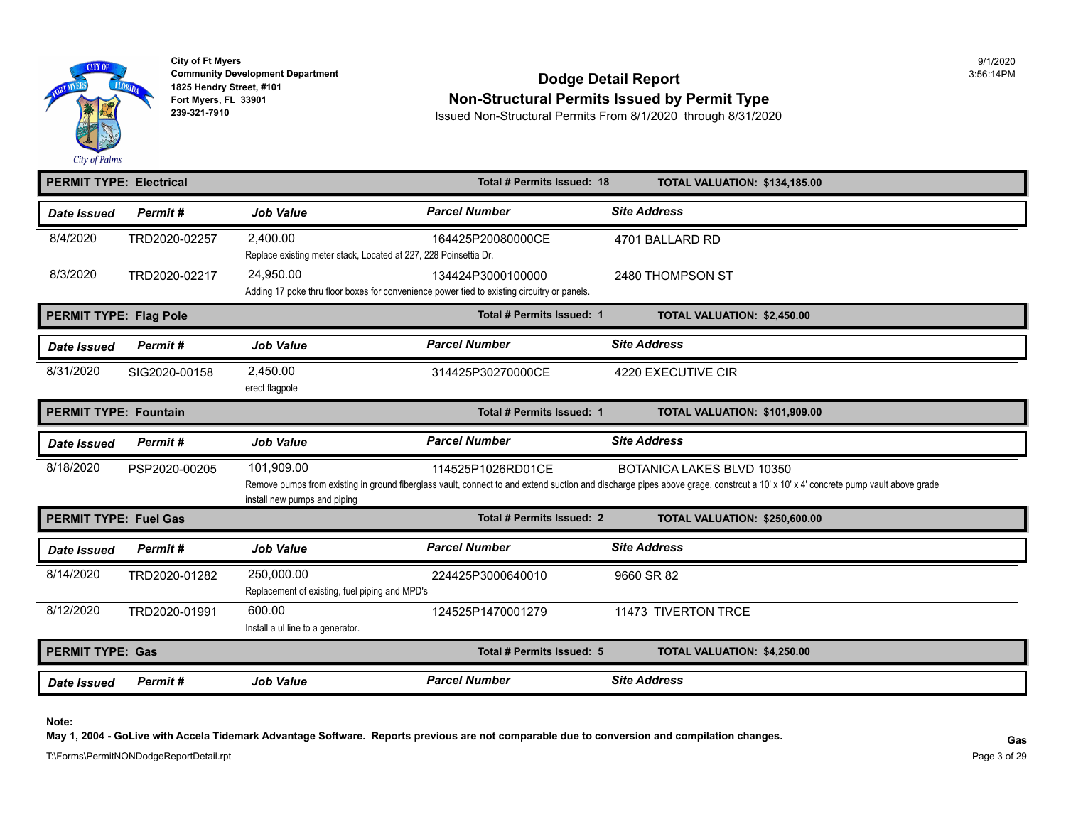City of Ft Myers
Community Development Department
1825 Hendry Street, #101
Fort Myers, FL 33901
239-321-7910

9/1/2020
3:56:14PM

# Dodge Detail Report
## Non-Structural Permits Issued by Permit Type
Issued Non-Structural Permits From 8/1/2020 through 8/31/2020

**PERMIT TYPE: Electrical** — **Total # Permits Issued: 18** — **TOTAL VALUATION: $134,185.00**

| Date Issued | Permit # | Job Value | Parcel Number | Site Address |
|---|---|---|---|---|
| 8/4/2020 | TRD2020-02257 | 2,400.00<br>Replace existing meter stack, Located at 227, 228 Poinsettia Dr. | 164425P20080000CE | 4701 BALLARD RD |
| 8/3/2020 | TRD2020-02217 | 24,950.00<br>Adding 17 poke thru floor boxes for convenience power tied to existing circuitry or panels. | 134424P3000100000 | 2480 THOMPSON ST |

**PERMIT TYPE: Flag Pole** — **Total # Permits Issued: 1** — **TOTAL VALUATION: $2,450.00**

| Date Issued | Permit # | Job Value | Parcel Number | Site Address |
|---|---|---|---|---|
| 8/31/2020 | SIG2020-00158 | 2,450.00<br>erect flagpole | 314425P30270000CE | 4220 EXECUTIVE CIR |

**PERMIT TYPE: Fountain** — **Total # Permits Issued: 1** — **TOTAL VALUATION: $101,909.00**

| Date Issued | Permit # | Job Value | Parcel Number | Site Address |
|---|---|---|---|---|
| 8/18/2020 | PSP2020-00205 | 101,909.00<br>Remove pumps from existing in ground fiberglass vault, connect to and extend suction and discharge pipes above grage, constrcut a 10' x 10' x 4' concrete pump vault above grade install new pumps and piping | 114525P1026RD01CE | BOTANICA LAKES BLVD 10350 |

**PERMIT TYPE: Fuel Gas** — **Total # Permits Issued: 2** — **TOTAL VALUATION: $250,600.00**

| Date Issued | Permit # | Job Value | Parcel Number | Site Address |
|---|---|---|---|---|
| 8/14/2020 | TRD2020-01282 | 250,000.00<br>Replacement of existing, fuel piping and MPD's | 224425P3000640010 | 9660 SR 82 |
| 8/12/2020 | TRD2020-01991 | 600.00<br>Install a ul line to a generator. | 124525P1470001279 | 11473 TIVERTON TRCE |

**PERMIT TYPE: Gas** — **Total # Permits Issued: 5** — **TOTAL VALUATION: $4,250.00**

| Date Issued | Permit # | Job Value | Parcel Number | Site Address |
|---|---|---|---|---|

**Note:**
**May 1, 2004 - GoLive with Accela Tidemark Advantage Software. Reports previous are not comparable due to conversion and compilation changes.**

T:\Forms\PermitNONDodgeReportDetail.rpt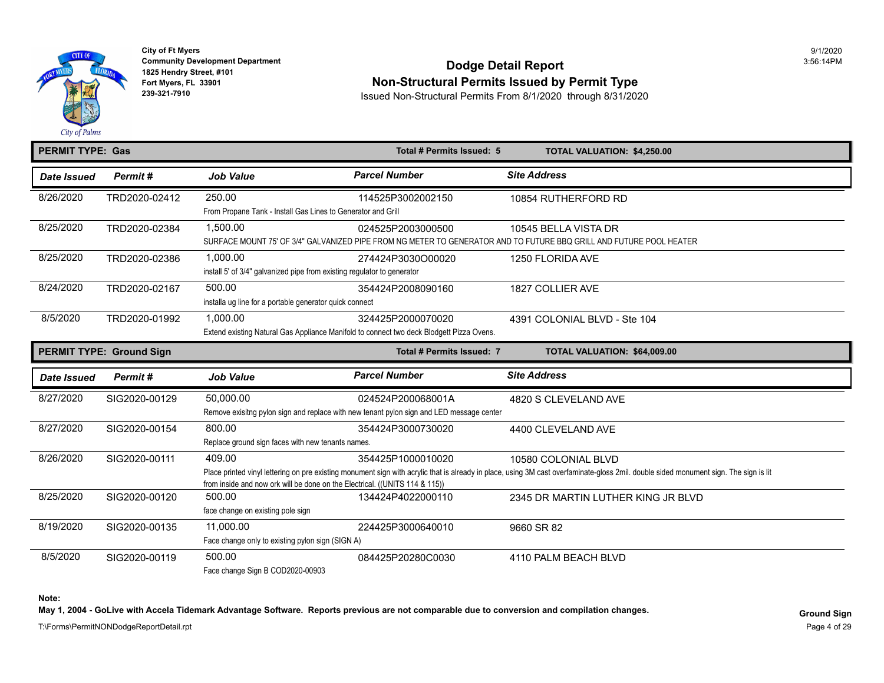**City of Ft Myers**
**Community Development Department**
**1825 Hendry Street, #101**
**Fort Myers, FL 33901**
**239-321-7910**

9/1/2020
3:56:14PM

# Dodge Detail Report
## Non-Structural Permits Issued by Permit Type

Issued Non-Structural Permits From 8/1/2020 through 8/31/2020

**PERMIT TYPE: Gas** — **Total # Permits Issued: 5** — **TOTAL VALUATION: $4,250.00**

| Date Issued | Permit # | Job Value | Parcel Number | Site Address |
|---|---|---|---|---|
| 8/26/2020 | TRD2020-02412 | 250.00 | 114525P3002002150 | 10854 RUTHERFORD RD |
| | | From Propane Tank - Install Gas Lines to Generator and Grill | | |
| 8/25/2020 | TRD2020-02384 | 1,500.00 | 024525P2003000500 | 10545 BELLA VISTA DR |
| | | SURFACE MOUNT 75' OF 3/4" GALVANIZED PIPE FROM NG METER TO GENERATOR AND TO FUTURE BBQ GRILL AND FUTURE POOL HEATER | | |
| 8/25/2020 | TRD2020-02386 | 1,000.00 | 274424P3030O00020 | 1250 FLORIDA AVE |
| | | install 5' of 3/4" galvanized pipe from existing regulator to generator | | |
| 8/24/2020 | TRD2020-02167 | 500.00 | 354424P2008090160 | 1827 COLLIER AVE |
| | | installa ug line for a portable generator quick connect | | |
| 8/5/2020 | TRD2020-01992 | 1,000.00 | 324425P2000070020 | 4391 COLONIAL BLVD - Ste 104 |
| | | Extend existing Natural Gas Appliance Manifold to connect two deck Blodgett Pizza Ovens. | | |

**PERMIT TYPE: Ground Sign** — **Total # Permits Issued: 7** — **TOTAL VALUATION: $64,009.00**

| Date Issued | Permit # | Job Value | Parcel Number | Site Address |
|---|---|---|---|---|
| 8/27/2020 | SIG2020-00129 | 50,000.00 | 024524P200068001A | 4820 S CLEVELAND AVE |
| | | Remove exisitng pylon sign and replace with new tenant pylon sign and LED message center | | |
| 8/27/2020 | SIG2020-00154 | 800.00 | 354424P3000730020 | 4400 CLEVELAND AVE |
| | | Replace ground sign faces with new tenants names. | | |
| 8/26/2020 | SIG2020-00111 | 409.00 | 354425P1000010020 | 10580 COLONIAL BLVD |
| | | Place printed vinyl lettering on pre existing monument sign with acrylic that is already in place, using 3M cast overfaminate-gloss 2mil. double sided monument sign. The sign is lit from inside and now ork will be done on the Electrical. ((UNITS 114 & 115)) | | |
| 8/25/2020 | SIG2020-00120 | 500.00 | 134424P4022000110 | 2345 DR MARTIN LUTHER KING JR BLVD |
| | | face change on existing pole sign | | |
| 8/19/2020 | SIG2020-00135 | 11,000.00 | 224425P3000640010 | 9660 SR 82 |
| | | Face change only to existing pylon sign (SIGN A) | | |
| 8/5/2020 | SIG2020-00119 | 500.00 | 084425P20280C0030 | 4110 PALM BEACH BLVD |
| | | Face change Sign B COD2020-00903 | | |

**Note:**
**May 1, 2004 - GoLive with Accela Tidemark Advantage Software. Reports previous are not comparable due to conversion and compilation changes.**

**Ground Sign**

T:\Forms\PermitNONDodgeReportDetail.rpt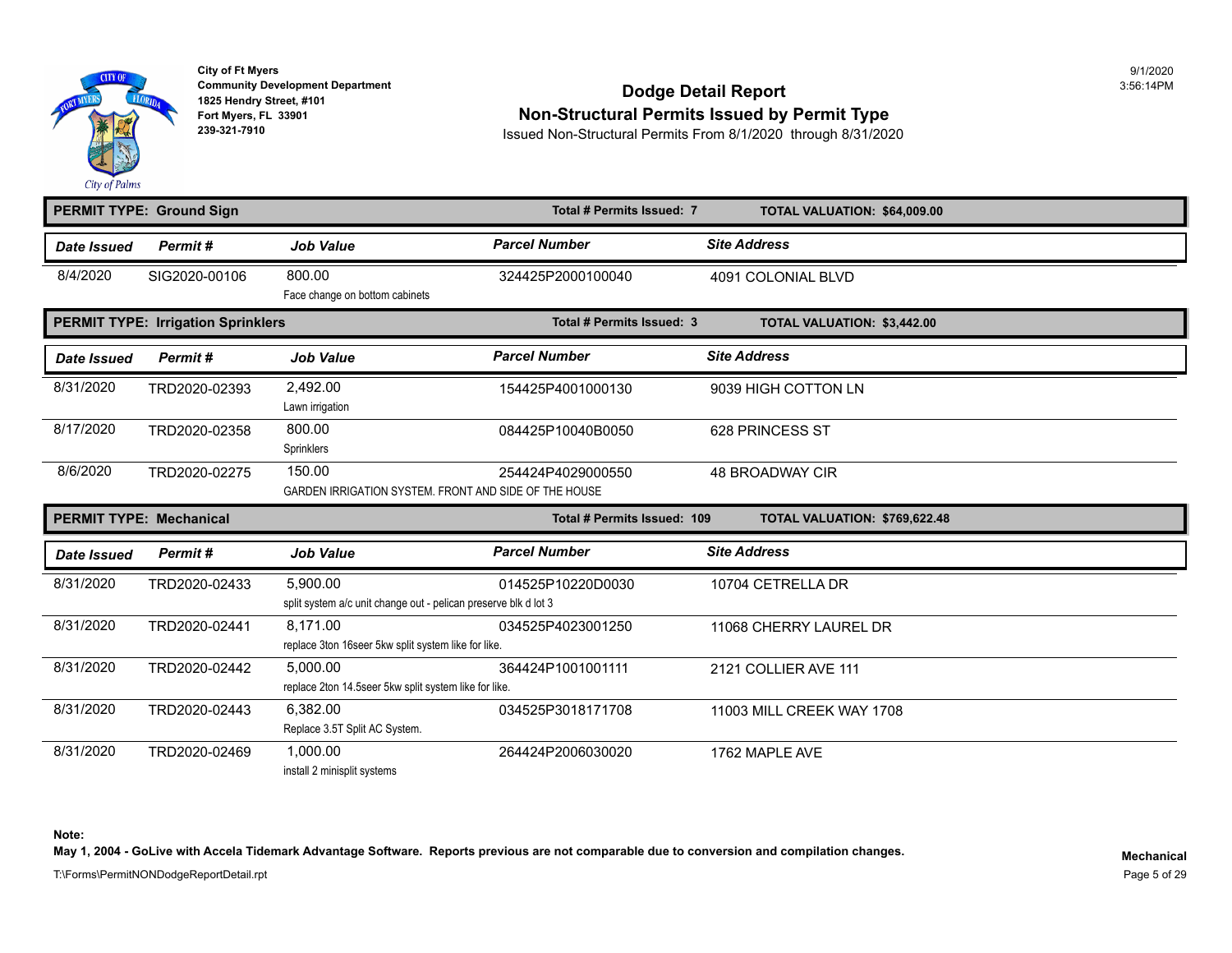City of Ft Myers
Community Development Department
1825 Hendry Street, #101
Fort Myers, FL 33901
239-321-7910

# Dodge Detail Report
## Non-Structural Permits Issued by Permit Type
Issued Non-Structural Permits From 8/1/2020 through 8/31/2020

9/1/2020
3:56:14PM

**PERMIT TYPE: Ground Sign** — **Total # Permits Issued: 7** — **TOTAL VALUATION: $64,009.00**

| Date Issued | Permit # | Job Value | Parcel Number | Site Address |
|---|---|---|---|---|
| 8/4/2020 | SIG2020-00106 | 800.00<br>Face change on bottom cabinets | 324425P2000100040 | 4091 COLONIAL BLVD |

**PERMIT TYPE: Irrigation Sprinklers** — **Total # Permits Issued: 3** — **TOTAL VALUATION: $3,442.00**

| Date Issued | Permit # | Job Value | Parcel Number | Site Address |
|---|---|---|---|---|
| 8/31/2020 | TRD2020-02393 | 2,492.00<br>Lawn irrigation | 154425P4001000130 | 9039 HIGH COTTON LN |
| 8/17/2020 | TRD2020-02358 | 800.00<br>Sprinklers | 084425P10040B0050 | 628 PRINCESS ST |
| 8/6/2020 | TRD2020-02275 | 150.00<br>GARDEN IRRIGATION SYSTEM. FRONT AND SIDE OF THE HOUSE | 254424P4029000550 | 48 BROADWAY CIR |

**PERMIT TYPE: Mechanical** — **Total # Permits Issued: 109** — **TOTAL VALUATION: $769,622.48**

| Date Issued | Permit # | Job Value | Parcel Number | Site Address |
|---|---|---|---|---|
| 8/31/2020 | TRD2020-02433 | 5,900.00<br>split system a/c unit change out - pelican preserve blk d lot 3 | 014525P10220D0030 | 10704 CETRELLA DR |
| 8/31/2020 | TRD2020-02441 | 8,171.00<br>replace 3ton 16seer 5kw split system like for like. | 034525P4023001250 | 11068 CHERRY LAUREL DR |
| 8/31/2020 | TRD2020-02442 | 5,000.00<br>replace 2ton 14.5seer 5kw split system like for like. | 364424P1001001111 | 2121 COLLIER AVE 111 |
| 8/31/2020 | TRD2020-02443 | 6,382.00<br>Replace 3.5T Split AC System. | 034525P3018171708 | 11003 MILL CREEK WAY 1708 |
| 8/31/2020 | TRD2020-02469 | 1,000.00<br>install 2 minisplit systems | 264424P2006030020 | 1762 MAPLE AVE |

**Note:**
**May 1, 2004 - GoLive with Accela Tidemark Advantage Software. Reports previous are not comparable due to conversion and compilation changes.**

T:\Forms\PermitNONDodgeReportDetail.rpt

**Mechanical**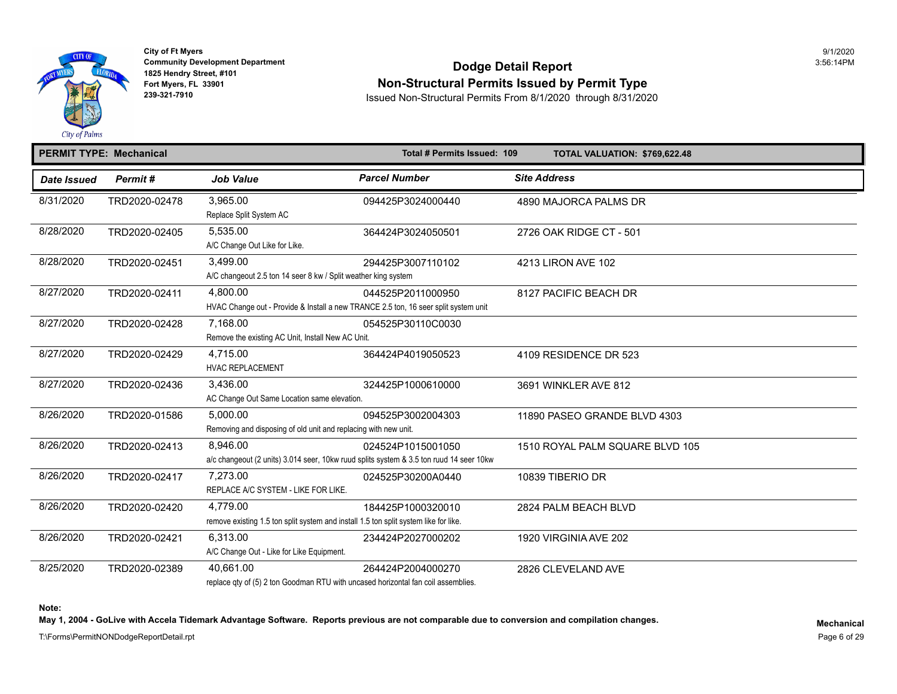City of Ft Myers
Community Development Department
1825 Hendry Street, #101
Fort Myers, FL 33901
239-321-7910

# Dodge Detail Report
## Non-Structural Permits Issued by Permit Type

Issued Non-Structural Permits From 8/1/2020 through 8/31/2020

9/1/2020
3:56:14PM

**PERMIT TYPE: Mechanical** | **Total # Permits Issued: 109** | **TOTAL VALUATION: $769,622.48**

| Date Issued | Permit # | Job Value | Parcel Number | Site Address |
|---|---|---|---|---|
| 8/31/2020 | TRD2020-02478 | 3,965.00<br>Replace Split System AC | 094425P3024000440 | 4890 MAJORCA PALMS DR |
| 8/28/2020 | TRD2020-02405 | 5,535.00<br>A/C Change Out Like for Like. | 364424P3024050501 | 2726 OAK RIDGE CT - 501 |
| 8/28/2020 | TRD2020-02451 | 3,499.00<br>A/C changeout 2.5 ton 14 seer 8 kw / Split weather king system | 294425P3007110102 | 4213 LIRON AVE 102 |
| 8/27/2020 | TRD2020-02411 | 4,800.00<br>HVAC Change out - Provide & Install a new TRANCE 2.5 ton, 16 seer split system unit | 044525P2011000950 | 8127 PACIFIC BEACH DR |
| 8/27/2020 | TRD2020-02428 | 7,168.00<br>Remove the existing AC Unit, Install New AC Unit. | 054525P30110C0030 | |
| 8/27/2020 | TRD2020-02429 | 4,715.00<br>HVAC REPLACEMENT | 364424P4019050523 | 4109 RESIDENCE DR 523 |
| 8/27/2020 | TRD2020-02436 | 3,436.00<br>AC Change Out Same Location same elevation. | 324425P1000610000 | 3691 WINKLER AVE 812 |
| 8/26/2020 | TRD2020-01586 | 5,000.00<br>Removing and disposing of old unit and replacing with new unit. | 094525P3002004303 | 11890 PASEO GRANDE BLVD 4303 |
| 8/26/2020 | TRD2020-02413 | 8,946.00<br>a/c changeout (2 units) 3.014 seer, 10kw ruud splits system & 3.5 ton ruud 14 seer 10kw | 024524P1015001050 | 1510 ROYAL PALM SQUARE BLVD 105 |
| 8/26/2020 | TRD2020-02417 | 7,273.00<br>REPLACE A/C SYSTEM - LIKE FOR LIKE. | 024525P30200A0440 | 10839 TIBERIO DR |
| 8/26/2020 | TRD2020-02420 | 4,779.00<br>remove existing 1.5 ton split system and install 1.5 ton split system like for like. | 184425P1000320010 | 2824 PALM BEACH BLVD |
| 8/26/2020 | TRD2020-02421 | 6,313.00<br>A/C Change Out - Like for Like Equipment. | 234424P2027000202 | 1920 VIRGINIA AVE 202 |
| 8/25/2020 | TRD2020-02389 | 40,661.00<br>replace qty of (5) 2 ton Goodman RTU with uncased horizontal fan coil assemblies. | 264424P2004000270 | 2826 CLEVELAND AVE |

**Note:**
**May 1, 2004 - GoLive with Accela Tidemark Advantage Software. Reports previous are not comparable due to conversion and compilation changes.**

**Mechanical**

T:\Forms\PermitNONDodgeReportDetail.rpt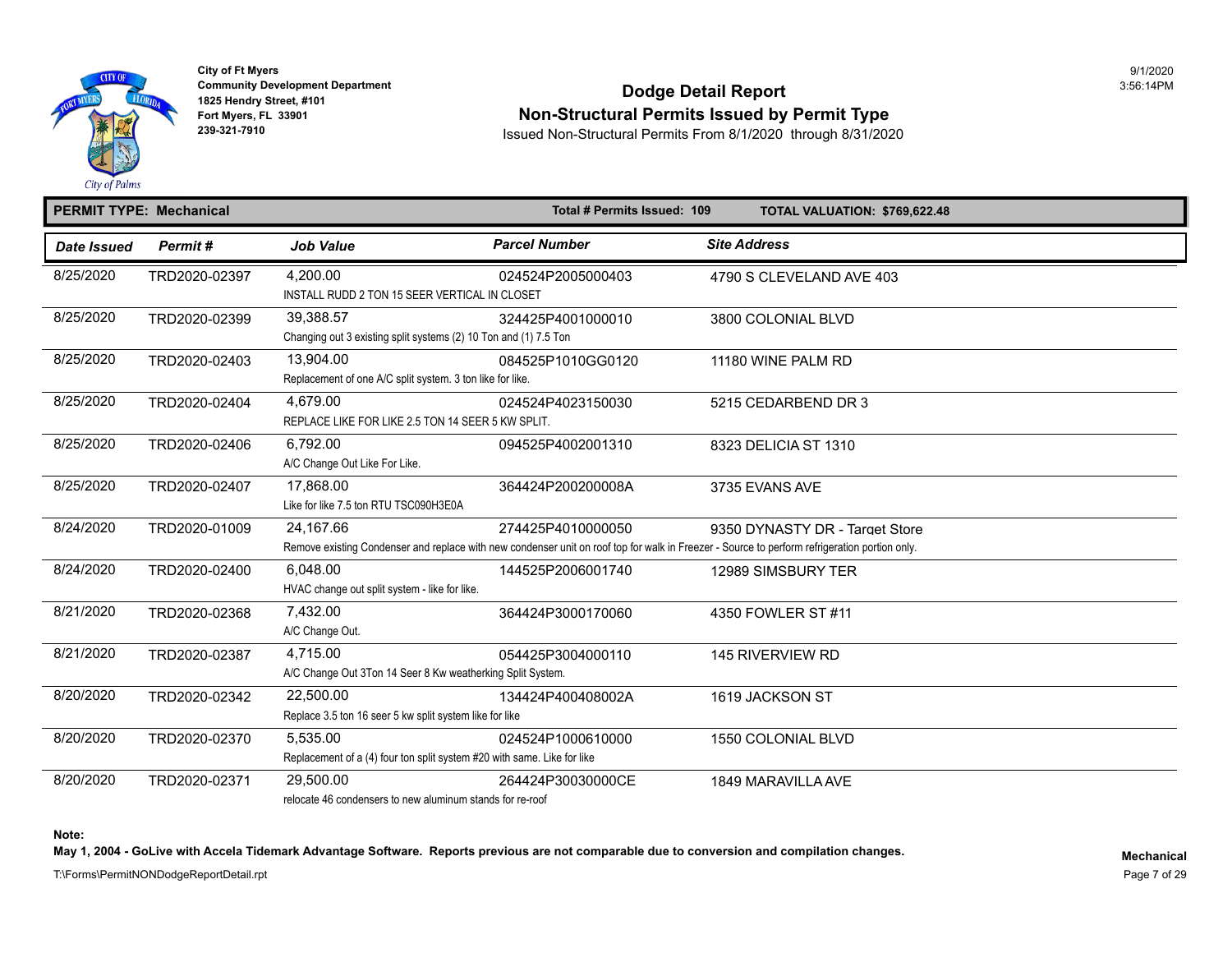**City of Ft Myers**
**Community Development Department**
**1825 Hendry Street, #101**
**Fort Myers, FL 33901**
**239-321-7910**

9/1/2020
3:56:14PM

# Dodge Detail Report
## Non-Structural Permits Issued by Permit Type

Issued Non-Structural Permits From 8/1/2020 through 8/31/2020

**PERMIT TYPE: Mechanical** | **Total # Permits Issued: 109** | **TOTAL VALUATION: $769,622.48**

| Date Issued | Permit # | Job Value | Parcel Number | Site Address |
|---|---|---|---|---|
| 8/25/2020 | TRD2020-02397 | 4,200.00<br>INSTALL RUDD 2 TON 15 SEER VERTICAL IN CLOSET | 024524P2005000403 | 4790 S CLEVELAND AVE 403 |
| 8/25/2020 | TRD2020-02399 | 39,388.57<br>Changing out 3 existing split systems (2) 10 Ton and (1) 7.5 Ton | 324425P4001000010 | 3800 COLONIAL BLVD |
| 8/25/2020 | TRD2020-02403 | 13,904.00<br>Replacement of one A/C split system. 3 ton like for like. | 084525P1010GG0120 | 11180 WINE PALM RD |
| 8/25/2020 | TRD2020-02404 | 4,679.00<br>REPLACE LIKE FOR LIKE 2.5 TON 14 SEER 5 KW SPLIT. | 024524P4023150030 | 5215 CEDARBEND DR 3 |
| 8/25/2020 | TRD2020-02406 | 6,792.00<br>A/C Change Out Like For Like. | 094525P4002001310 | 8323 DELICIA ST 1310 |
| 8/25/2020 | TRD2020-02407 | 17,868.00<br>Like for like 7.5 ton RTU TSC090H3E0A | 364424P200200008A | 3735 EVANS AVE |
| 8/24/2020 | TRD2020-01009 | 24,167.66<br>Remove existing Condenser and replace with new condenser unit on roof top for walk in Freezer - Source to perform refrigeration portion only. | 274425P4010000050 | 9350 DYNASTY DR - Target Store |
| 8/24/2020 | TRD2020-02400 | 6,048.00<br>HVAC change out split system - like for like. | 144525P2006001740 | 12989 SIMSBURY TER |
| 8/21/2020 | TRD2020-02368 | 7,432.00<br>A/C Change Out. | 364424P3000170060 | 4350 FOWLER ST #11 |
| 8/21/2020 | TRD2020-02387 | 4,715.00<br>A/C Change Out 3Ton 14 Seer 8 Kw weatherking Split System. | 054425P3004000110 | 145 RIVERVIEW RD |
| 8/20/2020 | TRD2020-02342 | 22,500.00<br>Replace 3.5 ton 16 seer 5 kw split system like for like | 134424P400408002A | 1619 JACKSON ST |
| 8/20/2020 | TRD2020-02370 | 5,535.00<br>Replacement of a (4) four ton split system #20 with same. Like for like | 024524P1000610000 | 1550 COLONIAL BLVD |
| 8/20/2020 | TRD2020-02371 | 29,500.00<br>relocate 46 condensers to new aluminum stands for re-roof | 264424P30030000CE | 1849 MARAVILLA AVE |

**Note:**
**May 1, 2004 - GoLive with Accela Tidemark Advantage Software. Reports previous are not comparable due to conversion and compilation changes.**

**Mechanical**

T:\Forms\PermitNONDodgeReportDetail.rpt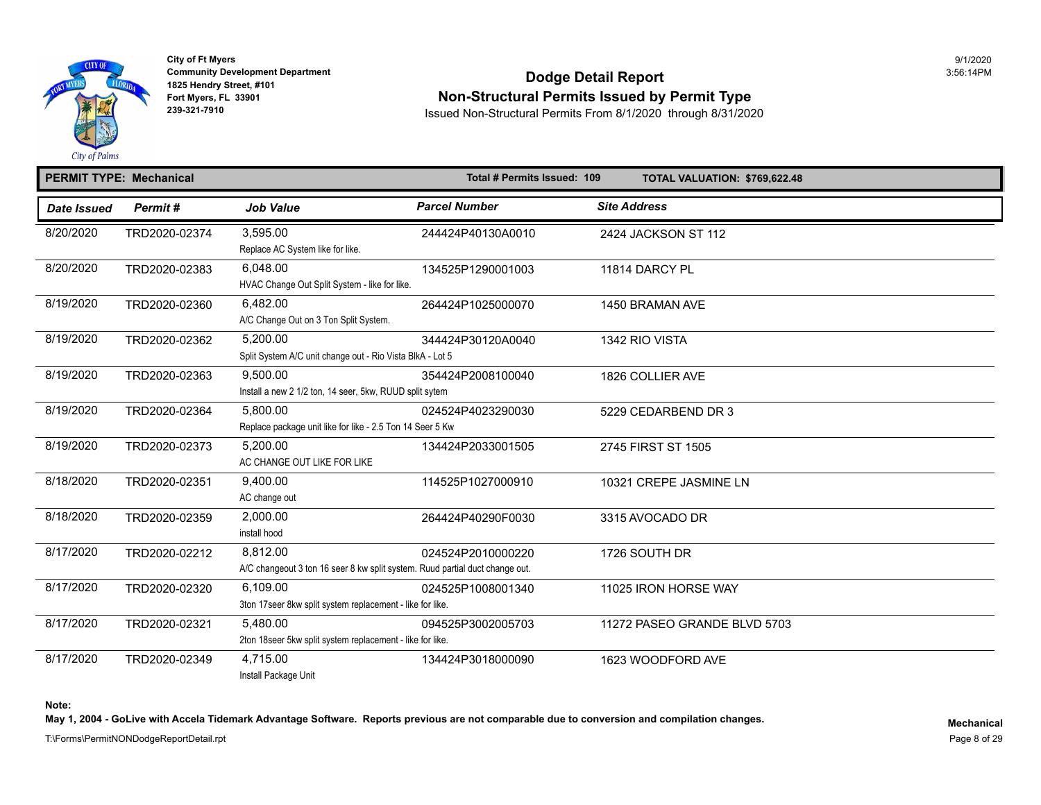City of Ft Myers
Community Development Department
1825 Hendry Street, #101
Fort Myers, FL 33901
239-321-7910

9/1/2020
3:56:14PM

# Dodge Detail Report

## Non-Structural Permits Issued by Permit Type

Issued Non-Structural Permits From 8/1/2020 through 8/31/2020

**PERMIT TYPE: Mechanical** — **Total # Permits Issued: 109** — **TOTAL VALUATION: $769,622.48**

| Date Issued | Permit # | Job Value | Parcel Number | Site Address |
|---|---|---|---|---|
| 8/20/2020 | TRD2020-02374 | 3,595.00<br>Replace AC System like for like. | 244424P40130A0010 | 2424 JACKSON ST 112 |
| 8/20/2020 | TRD2020-02383 | 6,048.00<br>HVAC Change Out Split System - like for like. | 134525P1290001003 | 11814 DARCY PL |
| 8/19/2020 | TRD2020-02360 | 6,482.00<br>A/C Change Out on 3 Ton Split System. | 264424P1025000070 | 1450 BRAMAN AVE |
| 8/19/2020 | TRD2020-02362 | 5,200.00<br>Split System A/C unit change out - Rio Vista BlkA - Lot 5 | 344424P30120A0040 | 1342 RIO VISTA |
| 8/19/2020 | TRD2020-02363 | 9,500.00<br>Install a new 2 1/2 ton, 14 seer, 5kw, RUUD split sytem | 354424P2008100040 | 1826 COLLIER AVE |
| 8/19/2020 | TRD2020-02364 | 5,800.00<br>Replace package unit like for like - 2.5 Ton 14 Seer 5 Kw | 024524P4023290030 | 5229 CEDARBEND DR 3 |
| 8/19/2020 | TRD2020-02373 | 5,200.00<br>AC CHANGE OUT LIKE FOR LIKE | 134424P2033001505 | 2745 FIRST ST 1505 |
| 8/18/2020 | TRD2020-02351 | 9,400.00<br>AC change out | 114525P1027000910 | 10321 CREPE JASMINE LN |
| 8/18/2020 | TRD2020-02359 | 2,000.00<br>install hood | 264424P40290F0030 | 3315 AVOCADO DR |
| 8/17/2020 | TRD2020-02212 | 8,812.00<br>A/C changeout 3 ton 16 seer 8 kw split system. Ruud partial duct change out. | 024524P2010000220 | 1726 SOUTH DR |
| 8/17/2020 | TRD2020-02320 | 6,109.00<br>3ton 17seer 8kw split system replacement - like for like. | 024525P1008001340 | 11025 IRON HORSE WAY |
| 8/17/2020 | TRD2020-02321 | 5,480.00<br>2ton 18seer 5kw split system replacement - like for like. | 094525P3002005703 | 11272 PASEO GRANDE BLVD 5703 |
| 8/17/2020 | TRD2020-02349 | 4,715.00<br>Install Package Unit | 134424P3018000090 | 1623 WOODFORD AVE |

**Note:**
**May 1, 2004 - GoLive with Accela Tidemark Advantage Software. Reports previous are not comparable due to conversion and compilation changes.**

T:\Forms\PermitNONDodgeReportDetail.rpt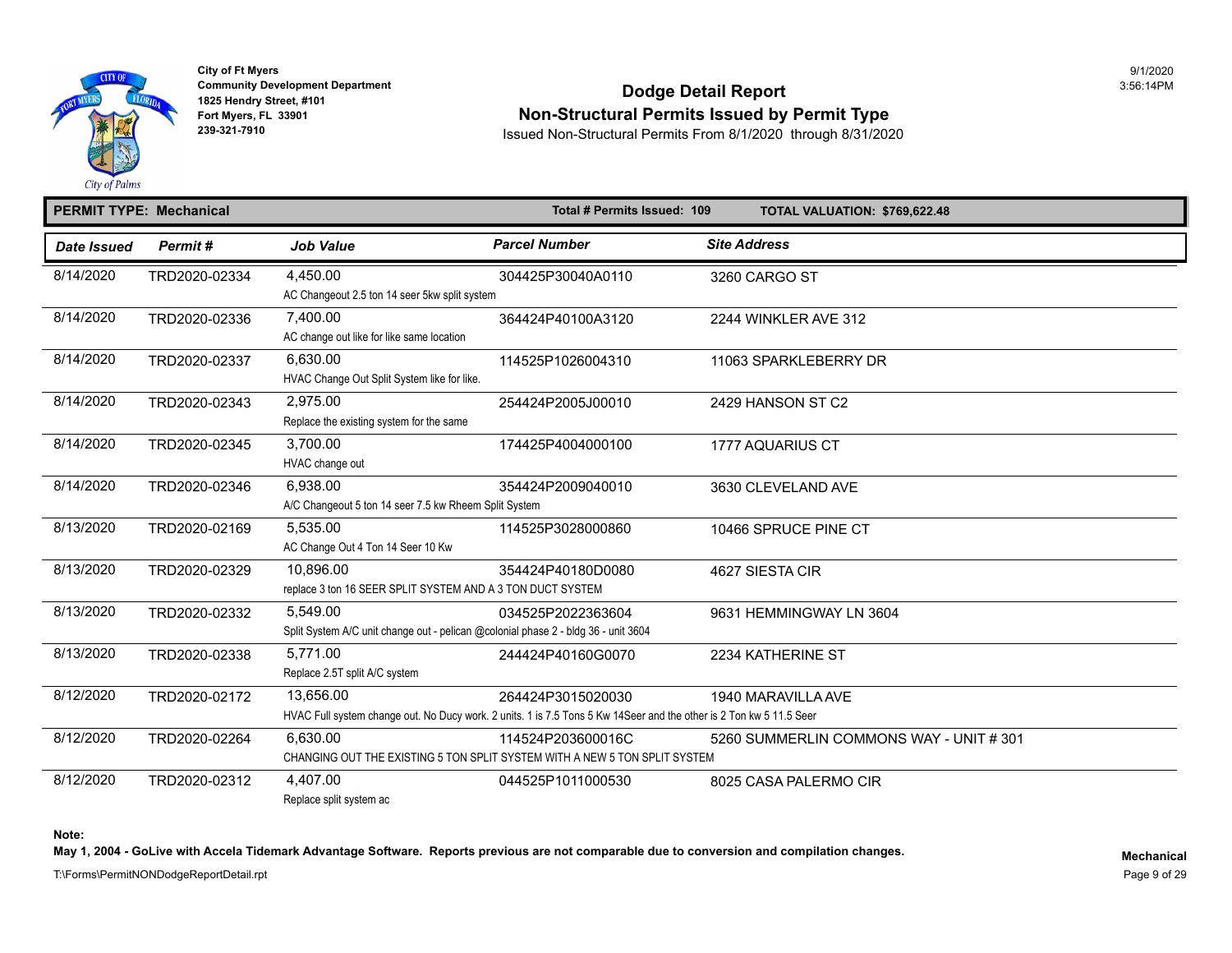City of Ft Myers
Community Development Department
1825 Hendry Street, #101
Fort Myers, FL 33901
239-321-7910

9/1/2020
3:56:14PM

# Dodge Detail Report

## Non-Structural Permits Issued by Permit Type

Issued Non-Structural Permits From 8/1/2020 through 8/31/2020

**PERMIT TYPE: Mechanical** — **Total # Permits Issued: 109** — **TOTAL VALUATION: $769,622.48**

| Date Issued | Permit # | Job Value | Parcel Number | Site Address |
|---|---|---|---|---|
| 8/14/2020 | TRD2020-02334 | 4,450.00<br>AC Changeout 2.5 ton 14 seer 5kw split system | 304425P30040A0110 | 3260 CARGO ST |
| 8/14/2020 | TRD2020-02336 | 7,400.00<br>AC change out like for like same location | 364424P40100A3120 | 2244 WINKLER AVE 312 |
| 8/14/2020 | TRD2020-02337 | 6,630.00<br>HVAC Change Out Split System like for like. | 114525P1026004310 | 11063 SPARKLEBERRY DR |
| 8/14/2020 | TRD2020-02343 | 2,975.00<br>Replace the existing system for the same | 254424P2005J00010 | 2429 HANSON ST C2 |
| 8/14/2020 | TRD2020-02345 | 3,700.00<br>HVAC change out | 174425P4004000100 | 1777 AQUARIUS CT |
| 8/14/2020 | TRD2020-02346 | 6,938.00<br>A/C Changeout 5 ton 14 seer 7.5 kw Rheem Split System | 354424P2009040010 | 3630 CLEVELAND AVE |
| 8/13/2020 | TRD2020-02169 | 5,535.00<br>AC Change Out 4 Ton 14 Seer 10 Kw | 114525P3028000860 | 10466 SPRUCE PINE CT |
| 8/13/2020 | TRD2020-02329 | 10,896.00<br>replace 3 ton 16 SEER SPLIT SYSTEM AND A 3 TON DUCT SYSTEM | 354424P40180D0080 | 4627 SIESTA CIR |
| 8/13/2020 | TRD2020-02332 | 5,549.00<br>Split System A/C unit change out - pelican @colonial phase 2 - bldg 36 - unit 3604 | 034525P2022363604 | 9631 HEMMINGWAY LN 3604 |
| 8/13/2020 | TRD2020-02338 | 5,771.00<br>Replace 2.5T split A/C system | 244424P40160G0070 | 2234 KATHERINE ST |
| 8/12/2020 | TRD2020-02172 | 13,656.00<br>HVAC Full system change out. No Ducy work. 2 units. 1 is 7.5 Tons 5 Kw 14Seer and the other is 2 Ton kw 5 11.5 Seer | 264424P3015020030 | 1940 MARAVILLA AVE |
| 8/12/2020 | TRD2020-02264 | 6,630.00<br>CHANGING OUT THE EXISTING 5 TON SPLIT SYSTEM WITH A NEW 5 TON SPLIT SYSTEM | 114524P203600016C | 5260 SUMMERLIN COMMONS WAY - UNIT # 301 |
| 8/12/2020 | TRD2020-02312 | 4,407.00<br>Replace split system ac | 044525P1011000530 | 8025 CASA PALERMO CIR |

**Note:**
**May 1, 2004 - GoLive with Accela Tidemark Advantage Software. Reports previous are not comparable due to conversion and compilation changes.**

T:\Forms\PermitNONDodgeReportDetail.rpt

**Mechanical**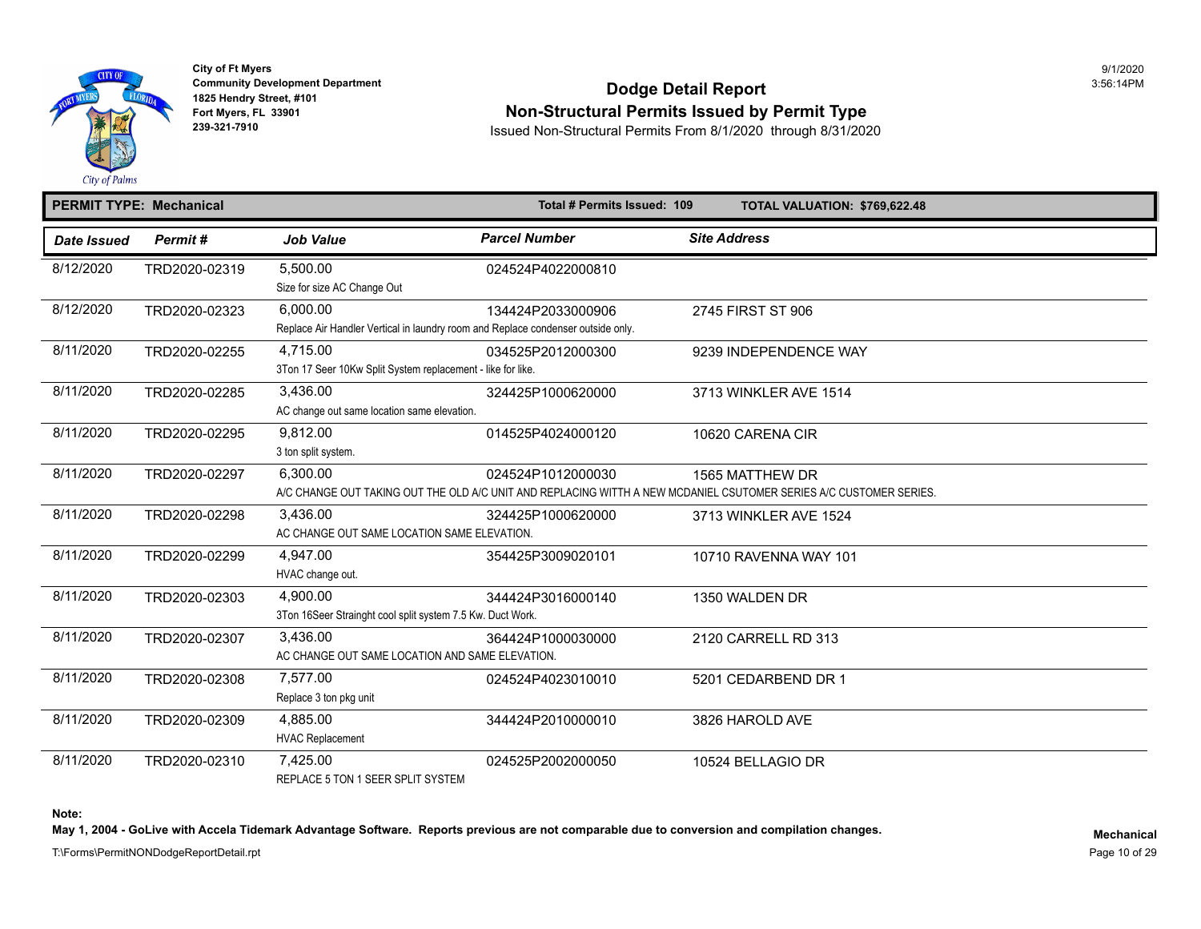**City of Ft Myers**
**Community Development Department**
**1825 Hendry Street, #101**
**Fort Myers, FL 33901**
**239-321-7910**

9/1/2020
3:56:14PM

# Dodge Detail Report
## Non-Structural Permits Issued by Permit Type

Issued Non-Structural Permits From 8/1/2020 through 8/31/2020

**PERMIT TYPE: Mechanical** | **Total # Permits Issued: 109** | **TOTAL VALUATION: $769,622.48**

| Date Issued | Permit # | Job Value | Parcel Number | Site Address |
|---|---|---|---|---|
| 8/12/2020 | TRD2020-02319 | 5,500.00<br>Size for size AC Change Out | 024524P4022000810 | |
| 8/12/2020 | TRD2020-02323 | 6,000.00<br>Replace Air Handler Vertical in laundry room and Replace condenser outside only. | 134424P2033000906 | 2745 FIRST ST 906 |
| 8/11/2020 | TRD2020-02255 | 4,715.00<br>3Ton 17 Seer 10Kw Split System replacement - like for like. | 034525P2012000300 | 9239 INDEPENDENCE WAY |
| 8/11/2020 | TRD2020-02285 | 3,436.00<br>AC change out same location same elevation. | 324425P1000620000 | 3713 WINKLER AVE 1514 |
| 8/11/2020 | TRD2020-02295 | 9,812.00<br>3 ton split system. | 014525P4024000120 | 10620 CARENA CIR |
| 8/11/2020 | TRD2020-02297 | 6,300.00<br>A/C CHANGE OUT TAKING OUT THE OLD A/C UNIT AND REPLACING WITTH A NEW MCDANIEL CSUTOMER SERIES A/C CUSTOMER SERIES. | 024524P1012000030 | 1565 MATTHEW DR |
| 8/11/2020 | TRD2020-02298 | 3,436.00<br>AC CHANGE OUT SAME LOCATION SAME ELEVATION. | 324425P1000620000 | 3713 WINKLER AVE 1524 |
| 8/11/2020 | TRD2020-02299 | 4,947.00<br>HVAC change out. | 354425P3009020101 | 10710 RAVENNA WAY 101 |
| 8/11/2020 | TRD2020-02303 | 4,900.00<br>3Ton 16Seer Strainght cool split system 7.5 Kw. Duct Work. | 344424P3016000140 | 1350 WALDEN DR |
| 8/11/2020 | TRD2020-02307 | 3,436.00<br>AC CHANGE OUT SAME LOCATION AND SAME ELEVATION. | 364424P1000030000 | 2120 CARRELL RD 313 |
| 8/11/2020 | TRD2020-02308 | 7,577.00<br>Replace 3 ton pkg unit | 024524P4023010010 | 5201 CEDARBEND DR 1 |
| 8/11/2020 | TRD2020-02309 | 4,885.00<br>HVAC Replacement | 344424P2010000010 | 3826 HAROLD AVE |
| 8/11/2020 | TRD2020-02310 | 7,425.00<br>REPLACE 5 TON 1 SEER SPLIT SYSTEM | 024525P2002000050 | 10524 BELLAGIO DR |

**Note:**
**May 1, 2004 - GoLive with Accela Tidemark Advantage Software. Reports previous are not comparable due to conversion and compilation changes.**

T:\Forms\PermitNONDodgeReportDetail.rpt

**Mechanical**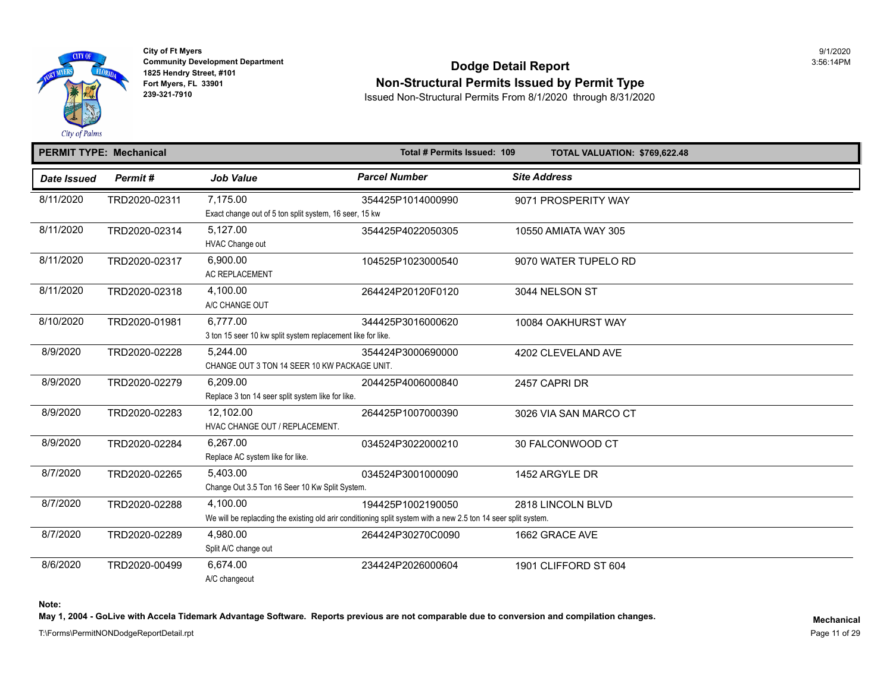City of Ft Myers
Community Development Department
1825 Hendry Street, #101
Fort Myers, FL 33901
239-321-7910

# Dodge Detail Report
## Non-Structural Permits Issued by Permit Type
Issued Non-Structural Permits From 8/1/2020 through 8/31/2020

9/1/2020
3:56:14PM

**PERMIT TYPE: Mechanical** | **Total # Permits Issued: 109** | **TOTAL VALUATION: $769,622.48**

| Date Issued | Permit # | Job Value | Parcel Number | Site Address |
|---|---|---|---|---|
| 8/11/2020 | TRD2020-02311 | 7,175.00<br>Exact change out of 5 ton split system, 16 seer, 15 kw | 354425P1014000990 | 9071 PROSPERITY WAY |
| 8/11/2020 | TRD2020-02314 | 5,127.00<br>HVAC Change out | 354425P4022050305 | 10550 AMIATA WAY 305 |
| 8/11/2020 | TRD2020-02317 | 6,900.00<br>AC REPLACEMENT | 104525P1023000540 | 9070 WATER TUPELO RD |
| 8/11/2020 | TRD2020-02318 | 4,100.00<br>A/C CHANGE OUT | 264424P20120F0120 | 3044 NELSON ST |
| 8/10/2020 | TRD2020-01981 | 6,777.00<br>3 ton 15 seer 10 kw split system replacement like for like. | 344425P3016000620 | 10084 OAKHURST WAY |
| 8/9/2020 | TRD2020-02228 | 5,244.00<br>CHANGE OUT 3 TON 14 SEER 10 KW PACKAGE UNIT. | 354424P3000690000 | 4202 CLEVELAND AVE |
| 8/9/2020 | TRD2020-02279 | 6,209.00<br>Replace 3 ton 14 seer split system like for like. | 204425P4006000840 | 2457 CAPRI DR |
| 8/9/2020 | TRD2020-02283 | 12,102.00<br>HVAC CHANGE OUT / REPLACEMENT. | 264425P1007000390 | 3026 VIA SAN MARCO CT |
| 8/9/2020 | TRD2020-02284 | 6,267.00<br>Replace AC system like for like. | 034524P3022000210 | 30 FALCONWOOD CT |
| 8/7/2020 | TRD2020-02265 | 5,403.00<br>Change Out 3.5 Ton 16 Seer 10 Kw Split System. | 034524P3001000090 | 1452 ARGYLE DR |
| 8/7/2020 | TRD2020-02288 | 4,100.00<br>We will be replacding the existing old arir conditioning split system with a new 2.5 ton 14 seer split system. | 194425P1002190050 | 2818 LINCOLN BLVD |
| 8/7/2020 | TRD2020-02289 | 4,980.00<br>Split A/C change out | 264424P30270C0090 | 1662 GRACE AVE |
| 8/6/2020 | TRD2020-00499 | 6,674.00<br>A/C changeout | 234424P2026000604 | 1901 CLIFFORD ST 604 |

**Note:**
**May 1, 2004 - GoLive with Accela Tidemark Advantage Software. Reports previous are not comparable due to conversion and compilation changes.**

T:\Forms\PermitNONDodgeReportDetail.rpt

**Mechanical**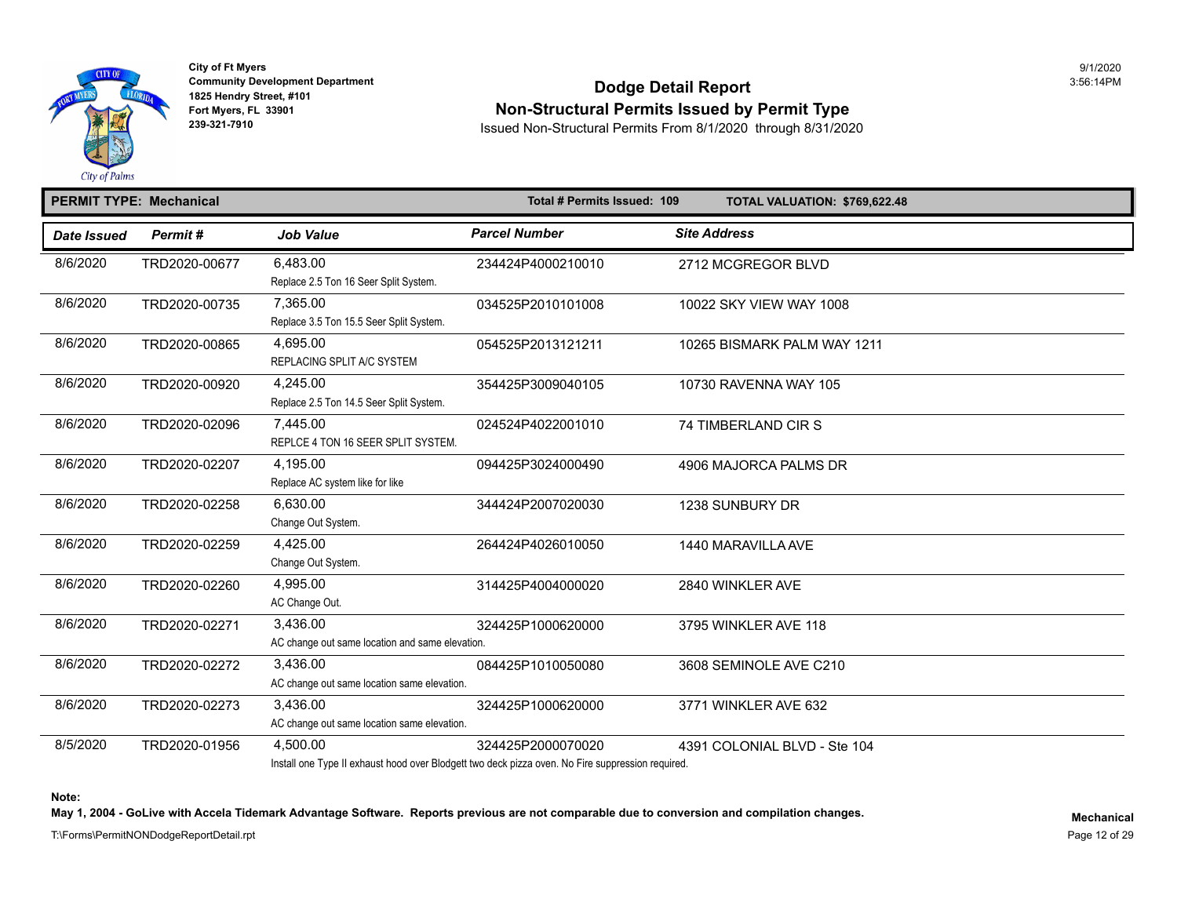City of Ft Myers
Community Development Department
1825 Hendry Street, #101
Fort Myers, FL 33901
239-321-7910

9/1/2020
3:56:14PM

# Dodge Detail Report
## Non-Structural Permits Issued by Permit Type
Issued Non-Structural Permits From 8/1/2020 through 8/31/2020

**PERMIT TYPE: Mechanical** | **Total # Permits Issued: 109** | **TOTAL VALUATION: $769,622.48**

| Date Issued | Permit # | Job Value | Parcel Number | Site Address |
|---|---|---|---|---|
| 8/6/2020 | TRD2020-00677 | 6,483.00<br>Replace 2.5 Ton 16 Seer Split System. | 234424P4000210010 | 2712 MCGREGOR BLVD |
| 8/6/2020 | TRD2020-00735 | 7,365.00<br>Replace 3.5 Ton 15.5 Seer Split System. | 034525P2010101008 | 10022 SKY VIEW WAY 1008 |
| 8/6/2020 | TRD2020-00865 | 4,695.00<br>REPLACING SPLIT A/C SYSTEM | 054525P2013121211 | 10265 BISMARK PALM WAY 1211 |
| 8/6/2020 | TRD2020-00920 | 4,245.00<br>Replace 2.5 Ton 14.5 Seer Split System. | 354425P3009040105 | 10730 RAVENNA WAY 105 |
| 8/6/2020 | TRD2020-02096 | 7,445.00<br>REPLCE 4 TON 16 SEER SPLIT SYSTEM. | 024524P4022001010 | 74 TIMBERLAND CIR S |
| 8/6/2020 | TRD2020-02207 | 4,195.00<br>Replace AC system like for like | 094425P3024000490 | 4906 MAJORCA PALMS DR |
| 8/6/2020 | TRD2020-02258 | 6,630.00<br>Change Out System. | 344424P2007020030 | 1238 SUNBURY DR |
| 8/6/2020 | TRD2020-02259 | 4,425.00<br>Change Out System. | 264424P4026010050 | 1440 MARAVILLA AVE |
| 8/6/2020 | TRD2020-02260 | 4,995.00<br>AC Change Out. | 314425P4004000020 | 2840 WINKLER AVE |
| 8/6/2020 | TRD2020-02271 | 3,436.00<br>AC change out same location and same elevation. | 324425P1000620000 | 3795 WINKLER AVE 118 |
| 8/6/2020 | TRD2020-02272 | 3,436.00<br>AC change out same location same elevation. | 084425P1010050080 | 3608 SEMINOLE AVE C210 |
| 8/6/2020 | TRD2020-02273 | 3,436.00<br>AC change out same location same elevation. | 324425P1000620000 | 3771 WINKLER AVE 632 |
| 8/5/2020 | TRD2020-01956 | 4,500.00<br>Install one Type II exhaust hood over Blodgett two deck pizza oven. No Fire suppression required. | 324425P2000070020 | 4391 COLONIAL BLVD - Ste 104 |

**Note:**
**May 1, 2004 - GoLive with Accela Tidemark Advantage Software. Reports previous are not comparable due to conversion and compilation changes.**

T:\Forms\PermitNONDodgeReportDetail.rpt

**Mechanical**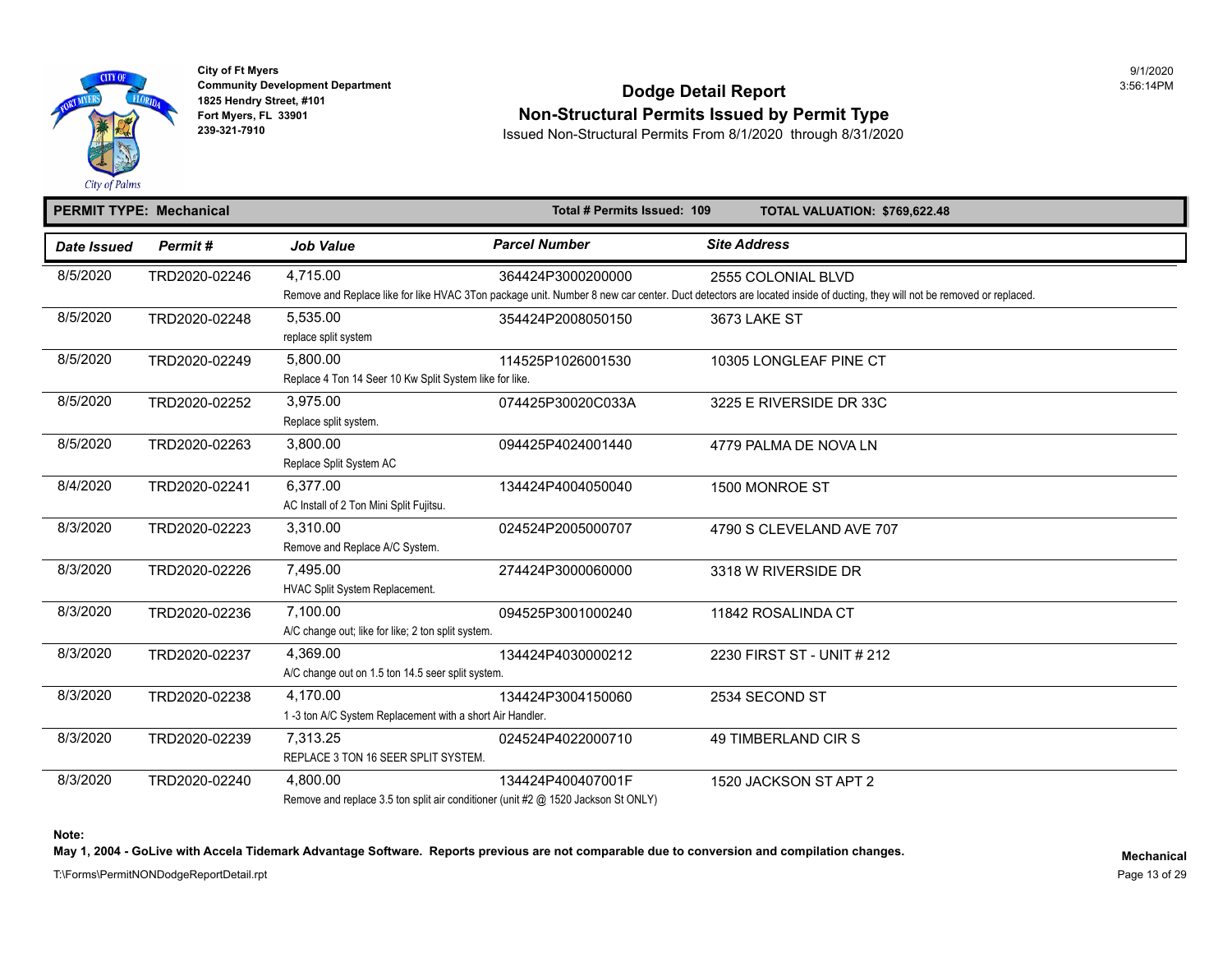City of Ft Myers
Community Development Department
1825 Hendry Street, #101
Fort Myers, FL 33901
239-321-7910

9/1/2020
3:56:14PM

# Dodge Detail Report

## Non-Structural Permits Issued by Permit Type

Issued Non-Structural Permits From 8/1/2020 through 8/31/2020

**PERMIT TYPE: Mechanical** | **Total # Permits Issued: 109** | **TOTAL VALUATION: $769,622.48**

| Date Issued | Permit # | Job Value | Parcel Number | Site Address |
|---|---|---|---|---|
| 8/5/2020 | TRD2020-02246 | 4,715.00 | 364424P3000200000 | 2555 COLONIAL BLVD |
| | | Remove and Replace like for like HVAC 3Ton package unit. Number 8 new car center. Duct detectors are located inside of ducting, they will not be removed or replaced. | | |
| 8/5/2020 | TRD2020-02248 | 5,535.00 | 354424P2008050150 | 3673 LAKE ST |
| | | replace split system | | |
| 8/5/2020 | TRD2020-02249 | 5,800.00 | 114525P1026001530 | 10305 LONGLEAF PINE CT |
| | | Replace 4 Ton 14 Seer 10 Kw Split System like for like. | | |
| 8/5/2020 | TRD2020-02252 | 3,975.00 | 074425P30020C033A | 3225 E RIVERSIDE DR 33C |
| | | Replace split system. | | |
| 8/5/2020 | TRD2020-02263 | 3,800.00 | 094425P4024001440 | 4779 PALMA DE NOVA LN |
| | | Replace Split System AC | | |
| 8/4/2020 | TRD2020-02241 | 6,377.00 | 134424P4004050040 | 1500 MONROE ST |
| | | AC Install of 2 Ton Mini Split Fujitsu. | | |
| 8/3/2020 | TRD2020-02223 | 3,310.00 | 024524P2005000707 | 4790 S CLEVELAND AVE 707 |
| | | Remove and Replace A/C System. | | |
| 8/3/2020 | TRD2020-02226 | 7,495.00 | 274424P3000060000 | 3318 W RIVERSIDE DR |
| | | HVAC Split System Replacement. | | |
| 8/3/2020 | TRD2020-02236 | 7,100.00 | 094525P3001000240 | 11842 ROSALINDA CT |
| | | A/C change out; like for like; 2 ton split system. | | |
| 8/3/2020 | TRD2020-02237 | 4,369.00 | 134424P4030000212 | 2230 FIRST ST - UNIT # 212 |
| | | A/C change out on 1.5 ton 14.5 seer split system. | | |
| 8/3/2020 | TRD2020-02238 | 4,170.00 | 134424P3004150060 | 2534 SECOND ST |
| | | 1 -3 ton A/C System Replacement with a short Air Handler. | | |
| 8/3/2020 | TRD2020-02239 | 7,313.25 | 024524P4022000710 | 49 TIMBERLAND CIR S |
| | | REPLACE 3 TON 16 SEER SPLIT SYSTEM. | | |
| 8/3/2020 | TRD2020-02240 | 4,800.00 | 134424P400407001F | 1520 JACKSON ST APT 2 |
| | | Remove and replace 3.5 ton split air conditioner (unit #2 @ 1520 Jackson St ONLY) | | |

**Note:**
**May 1, 2004 - GoLive with Accela Tidemark Advantage Software. Reports previous are not comparable due to conversion and compilation changes.**

**Mechanical**

T:\Forms\PermitNONDodgeReportDetail.rpt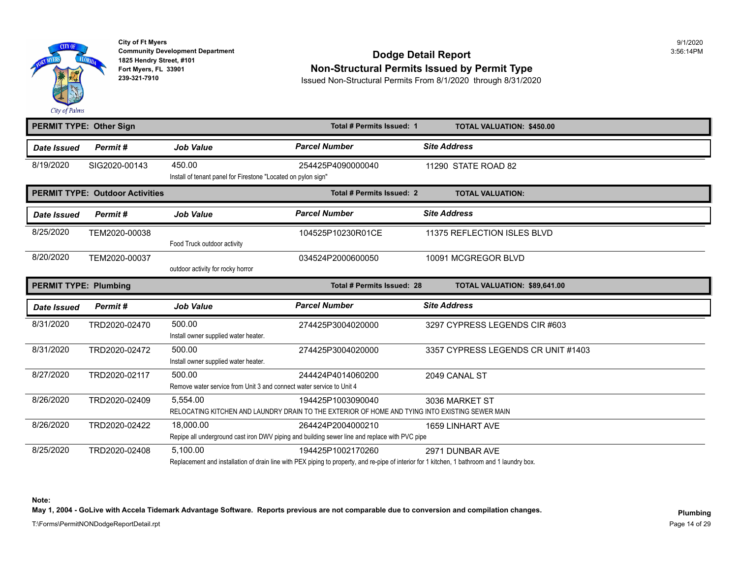City of Ft Myers
Community Development Department
1825 Hendry Street, #101
Fort Myers, FL 33901
239-321-7910

9/1/2020
3:56:14PM

# Dodge Detail Report
## Non-Structural Permits Issued by Permit Type
Issued Non-Structural Permits From 8/1/2020 through 8/31/2020

**PERMIT TYPE: Other Sign** — Total # Permits Issued: 1 — TOTAL VALUATION: $450.00

| Date Issued | Permit # | Job Value | Parcel Number | Site Address |
|---|---|---|---|---|
| 8/19/2020 | SIG2020-00143 | 450.00 | 254425P4090000040 | 11290 STATE ROAD 82 |
| | | Install of tenant panel for Firestone "Located on pylon sign" | | |

**PERMIT TYPE: Outdoor Activities** — Total # Permits Issued: 2 — TOTAL VALUATION:

| Date Issued | Permit # | Job Value | Parcel Number | Site Address |
|---|---|---|---|---|
| 8/25/2020 | TEM2020-00038 | | 104525P10230R01CE | 11375 REFLECTION ISLES BLVD |
| | | Food Truck outdoor activity | | |
| 8/20/2020 | TEM2020-00037 | | 034524P2000600050 | 10091 MCGREGOR BLVD |
| | | outdoor activity for rocky horror | | |

**PERMIT TYPE: Plumbing** — Total # Permits Issued: 28 — TOTAL VALUATION: $89,641.00

| Date Issued | Permit # | Job Value | Parcel Number | Site Address |
|---|---|---|---|---|
| 8/31/2020 | TRD2020-02470 | 500.00 | 274425P3004020000 | 3297 CYPRESS LEGENDS CIR #603 |
| | | Install owner supplied water heater. | | |
| 8/31/2020 | TRD2020-02472 | 500.00 | 274425P3004020000 | 3357 CYPRESS LEGENDS CR UNIT #1403 |
| | | Install owner supplied water heater. | | |
| 8/27/2020 | TRD2020-02117 | 500.00 | 244424P4014060200 | 2049 CANAL ST |
| | | Remove water service from Unit 3 and connect water service to Unit 4 | | |
| 8/26/2020 | TRD2020-02409 | 5,554.00 | 194425P1003090040 | 3036 MARKET ST |
| | | RELOCATING KITCHEN AND LAUNDRY DRAIN TO THE EXTERIOR OF HOME AND TYING INTO EXISTING SEWER MAIN | | |
| 8/26/2020 | TRD2020-02422 | 18,000.00 | 264424P2004000210 | 1659 LINHART AVE |
| | | Repipe all underground cast iron DWV piping and building sewer line and replace with PVC pipe | | |
| 8/25/2020 | TRD2020-02408 | 5,100.00 | 194425P1002170260 | 2971 DUNBAR AVE |
| | | Replacement and installation of drain line with PEX piping to property, and re-pipe of interior for 1 kitchen, 1 bathroom and 1 laundry box. | | |

**Note:**
**May 1, 2004 - GoLive with Accela Tidemark Advantage Software. Reports previous are not comparable due to conversion and compilation changes.**

T:\Forms\PermitNONDodgeReportDetail.rpt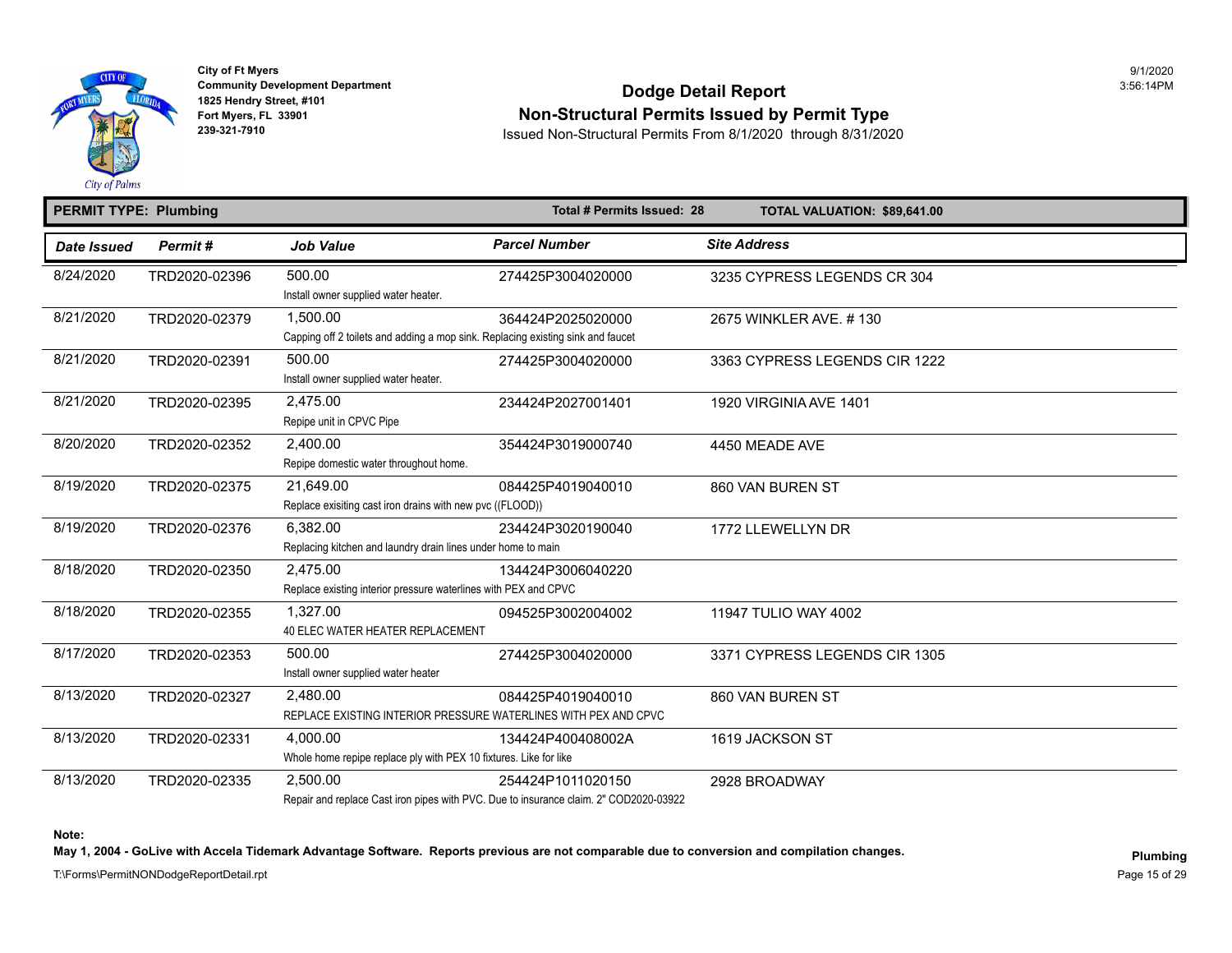**City of Ft Myers**
**Community Development Department**
**1825 Hendry Street, #101**
**Fort Myers, FL 33901**
**239-321-7910**

9/1/2020
3:56:14PM

# Dodge Detail Report

## Non-Structural Permits Issued by Permit Type

Issued Non-Structural Permits From 8/1/2020 through 8/31/2020

**PERMIT TYPE: Plumbing** | **Total # Permits Issued: 28** | **TOTAL VALUATION: $89,641.00**

| Date Issued | Permit # | Job Value | Parcel Number | Site Address |
|---|---|---|---|---|
| 8/24/2020 | TRD2020-02396 | 500.00<br>Install owner supplied water heater. | 274425P3004020000 | 3235 CYPRESS LEGENDS CR 304 |
| 8/21/2020 | TRD2020-02379 | 1,500.00<br>Capping off 2 toilets and adding a mop sink. Replacing existing sink and faucet | 364424P2025020000 | 2675 WINKLER AVE. # 130 |
| 8/21/2020 | TRD2020-02391 | 500.00<br>Install owner supplied water heater. | 274425P3004020000 | 3363 CYPRESS LEGENDS CIR 1222 |
| 8/21/2020 | TRD2020-02395 | 2,475.00<br>Repipe unit in CPVC Pipe | 234424P2027001401 | 1920 VIRGINIA AVE 1401 |
| 8/20/2020 | TRD2020-02352 | 2,400.00<br>Repipe domestic water throughout home. | 354424P3019000740 | 4450 MEADE AVE |
| 8/19/2020 | TRD2020-02375 | 21,649.00<br>Replace exisiting cast iron drains with new pvc ((FLOOD)) | 084425P4019040010 | 860 VAN BUREN ST |
| 8/19/2020 | TRD2020-02376 | 6,382.00<br>Replacing kitchen and laundry drain lines under home to main | 234424P3020190040 | 1772 LLEWELLYN DR |
| 8/18/2020 | TRD2020-02350 | 2,475.00<br>Replace existing interior pressure waterlines with PEX and CPVC | 134424P3006040220 | |
| 8/18/2020 | TRD2020-02355 | 1,327.00<br>40 ELEC WATER HEATER REPLACEMENT | 094525P3002004002 | 11947 TULIO WAY 4002 |
| 8/17/2020 | TRD2020-02353 | 500.00<br>Install owner supplied water heater | 274425P3004020000 | 3371 CYPRESS LEGENDS CIR 1305 |
| 8/13/2020 | TRD2020-02327 | 2,480.00<br>REPLACE EXISTING INTERIOR PRESSURE WATERLINES WITH PEX AND CPVC | 084425P4019040010 | 860 VAN BUREN ST |
| 8/13/2020 | TRD2020-02331 | 4,000.00<br>Whole home repipe replace ply with PEX 10 fixtures. Like for like | 134424P400408002A | 1619 JACKSON ST |
| 8/13/2020 | TRD2020-02335 | 2,500.00<br>Repair and replace Cast iron pipes with PVC. Due to insurance claim. 2" COD2020-03922 | 254424P1011020150 | 2928 BROADWAY |

**Note:**
**May 1, 2004 - GoLive with Accela Tidemark Advantage Software. Reports previous are not comparable due to conversion and compilation changes.**

**Plumbing**

T:\Forms\PermitNONDodgeReportDetail.rpt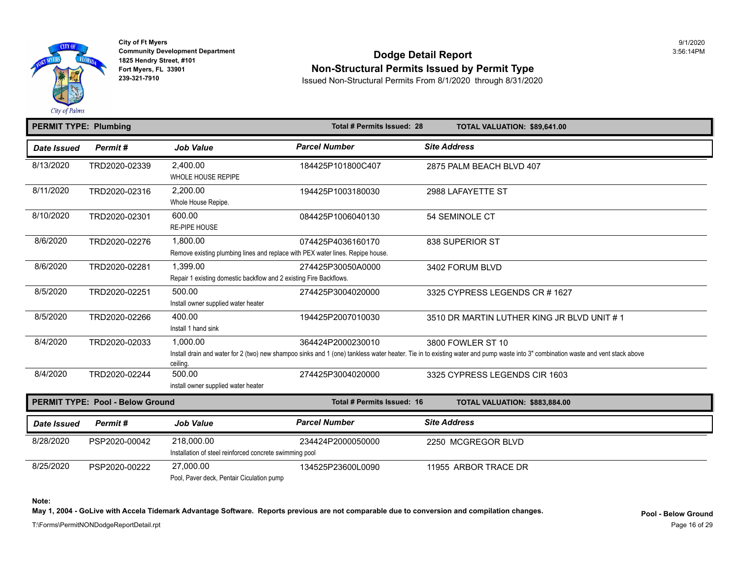City of Ft Myers
Community Development Department
1825 Hendry Street, #101
Fort Myers, FL 33901
239-321-7910

# Dodge Detail Report
## Non-Structural Permits Issued by Permit Type
Issued Non-Structural Permits From 8/1/2020 through 8/31/2020

9/1/2020
3:56:14PM

**PERMIT TYPE: Plumbing** — **Total # Permits Issued: 28** — **TOTAL VALUATION: $89,641.00**

| Date Issued | Permit # | Job Value | Parcel Number | Site Address |
|---|---|---|---|---|
| 8/13/2020 | TRD2020-02339 | 2,400.00<br>WHOLE HOUSE REPIPE | 184425P101800C407 | 2875 PALM BEACH BLVD 407 |
| 8/11/2020 | TRD2020-02316 | 2,200.00<br>Whole House Repipe. | 194425P1003180030 | 2988 LAFAYETTE ST |
| 8/10/2020 | TRD2020-02301 | 600.00<br>RE-PIPE HOUSE | 084425P1006040130 | 54 SEMINOLE CT |
| 8/6/2020 | TRD2020-02276 | 1,800.00<br>Remove existing plumbing lines and replace with PEX water lines. Repipe house. | 074425P4036160170 | 838 SUPERIOR ST |
| 8/6/2020 | TRD2020-02281 | 1,399.00<br>Repair 1 existing domestic backflow and 2 existing Fire Backflows. | 274425P30050A0000 | 3402 FORUM BLVD |
| 8/5/2020 | TRD2020-02251 | 500.00<br>Install owner supplied water heater | 274425P3004020000 | 3325 CYPRESS LEGENDS CR # 1627 |
| 8/5/2020 | TRD2020-02266 | 400.00<br>Install 1 hand sink | 194425P2007010030 | 3510 DR MARTIN LUTHER KING JR BLVD UNIT # 1 |
| 8/4/2020 | TRD2020-02033 | 1,000.00<br>Install drain and water for 2 (two) new shampoo sinks and 1 (one) tankless water heater. Tie in to existing water and pump waste into 3" combination waste and vent stack above ceiling. | 364424P2000230010 | 3800 FOWLER ST 10 |
| 8/4/2020 | TRD2020-02244 | 500.00<br>install owner supplied water heater | 274425P3004020000 | 3325 CYPRESS LEGENDS CIR 1603 |

**PERMIT TYPE: Pool - Below Ground** — **Total # Permits Issued: 16** — **TOTAL VALUATION: $883,884.00**

| Date Issued | Permit # | Job Value | Parcel Number | Site Address |
|---|---|---|---|---|
| 8/28/2020 | PSP2020-00042 | 218,000.00<br>Installation of steel reinforced concrete swimming pool | 234424P2000050000 | 2250 MCGREGOR BLVD |
| 8/25/2020 | PSP2020-00222 | 27,000.00<br>Pool, Paver deck, Pentair Ciculation pump | 134525P23600L0090 | 11955 ARBOR TRACE DR |

**Note:**
**May 1, 2004 - GoLive with Accela Tidemark Advantage Software. Reports previous are not comparable due to conversion and compilation changes.**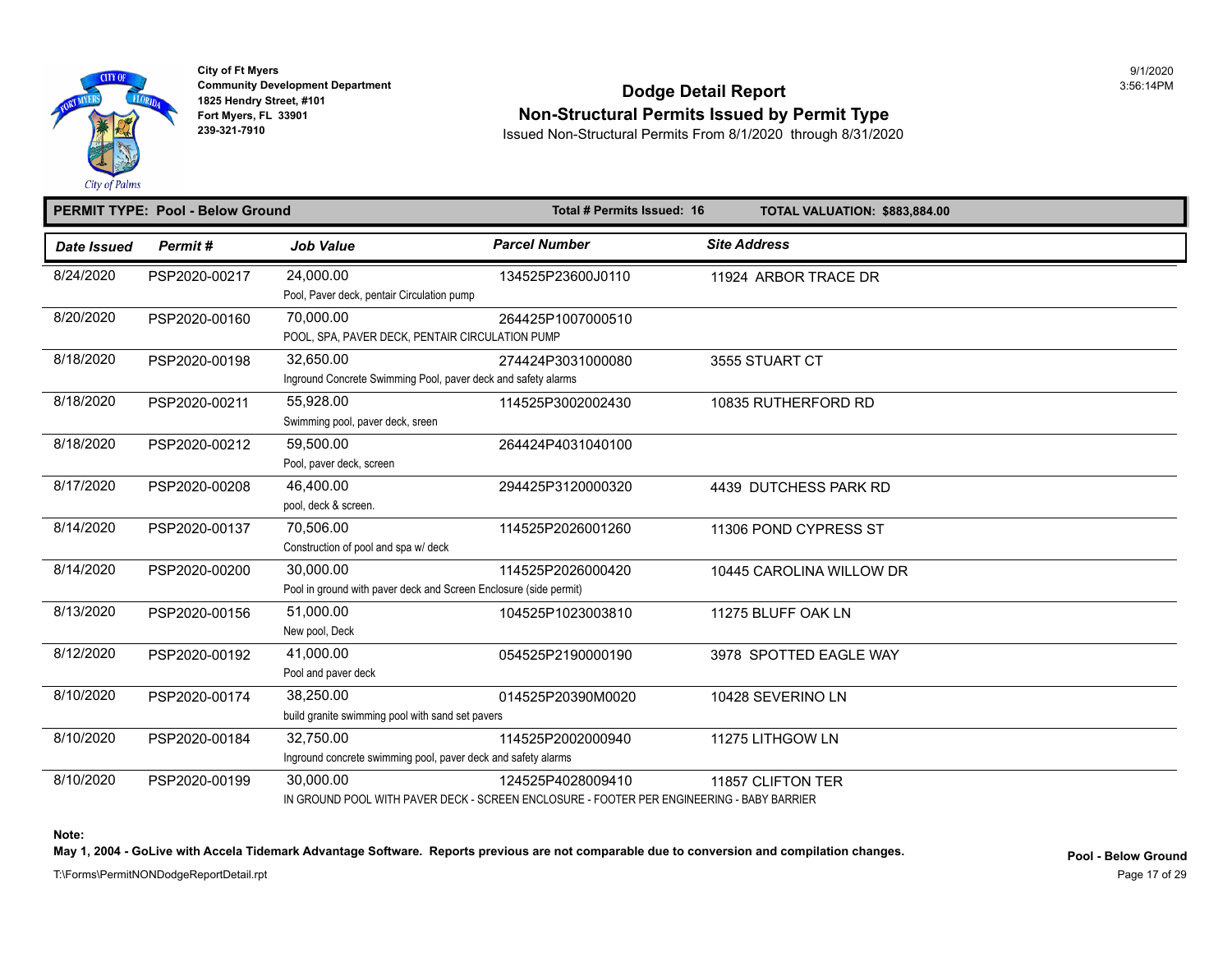City of Ft Myers
Community Development Department
1825 Hendry Street, #101
Fort Myers, FL 33901
239-321-7910

9/1/2020
3:56:14PM

# Dodge Detail Report
## Non-Structural Permits Issued by Permit Type

Issued Non-Structural Permits From 8/1/2020 through 8/31/2020

**PERMIT TYPE: Pool - Below Ground** | **Total # Permits Issued: 16** | **TOTAL VALUATION: $883,884.00**

| Date Issued | Permit # | Job Value | Parcel Number | Site Address |
|---|---|---|---|---|
| 8/24/2020 | PSP2020-00217 | 24,000.00<br>Pool, Paver deck, pentair Circulation pump | 134525P23600J0110 | 11924 ARBOR TRACE DR |
| 8/20/2020 | PSP2020-00160 | 70,000.00<br>POOL, SPA, PAVER DECK, PENTAIR CIRCULATION PUMP | 264425P1007000510 | |
| 8/18/2020 | PSP2020-00198 | 32,650.00<br>Inground Concrete Swimming Pool, paver deck and safety alarms | 274424P3031000080 | 3555 STUART CT |
| 8/18/2020 | PSP2020-00211 | 55,928.00<br>Swimming pool, paver deck, sreen | 114525P3002002430 | 10835 RUTHERFORD RD |
| 8/18/2020 | PSP2020-00212 | 59,500.00<br>Pool, paver deck, screen | 264424P4031040100 | |
| 8/17/2020 | PSP2020-00208 | 46,400.00<br>pool, deck & screen. | 294425P3120000320 | 4439 DUTCHESS PARK RD |
| 8/14/2020 | PSP2020-00137 | 70,506.00<br>Construction of pool and spa w/ deck | 114525P2026001260 | 11306 POND CYPRESS ST |
| 8/14/2020 | PSP2020-00200 | 30,000.00<br>Pool in ground with paver deck and Screen Enclosure (side permit) | 114525P2026000420 | 10445 CAROLINA WILLOW DR |
| 8/13/2020 | PSP2020-00156 | 51,000.00<br>New pool, Deck | 104525P1023003810 | 11275 BLUFF OAK LN |
| 8/12/2020 | PSP2020-00192 | 41,000.00<br>Pool and paver deck | 054525P2190000190 | 3978 SPOTTED EAGLE WAY |
| 8/10/2020 | PSP2020-00174 | 38,250.00<br>build granite swimming pool with sand set pavers | 014525P20390M0020 | 10428 SEVERINO LN |
| 8/10/2020 | PSP2020-00184 | 32,750.00<br>Inground concrete swimming pool, paver deck and safety alarms | 114525P2002000940 | 11275 LITHGOW LN |
| 8/10/2020 | PSP2020-00199 | 30,000.00<br>IN GROUND POOL WITH PAVER DECK - SCREEN ENCLOSURE - FOOTER PER ENGINEERING - BABY BARRIER | 124525P4028009410 | 11857 CLIFTON TER |

**Note:**

**May 1, 2004 - GoLive with Accela Tidemark Advantage Software. Reports previous are not comparable due to conversion and compilation changes.**

**Pool - Below Ground**

T:\Forms\PermitNONDodgeReportDetail.rpt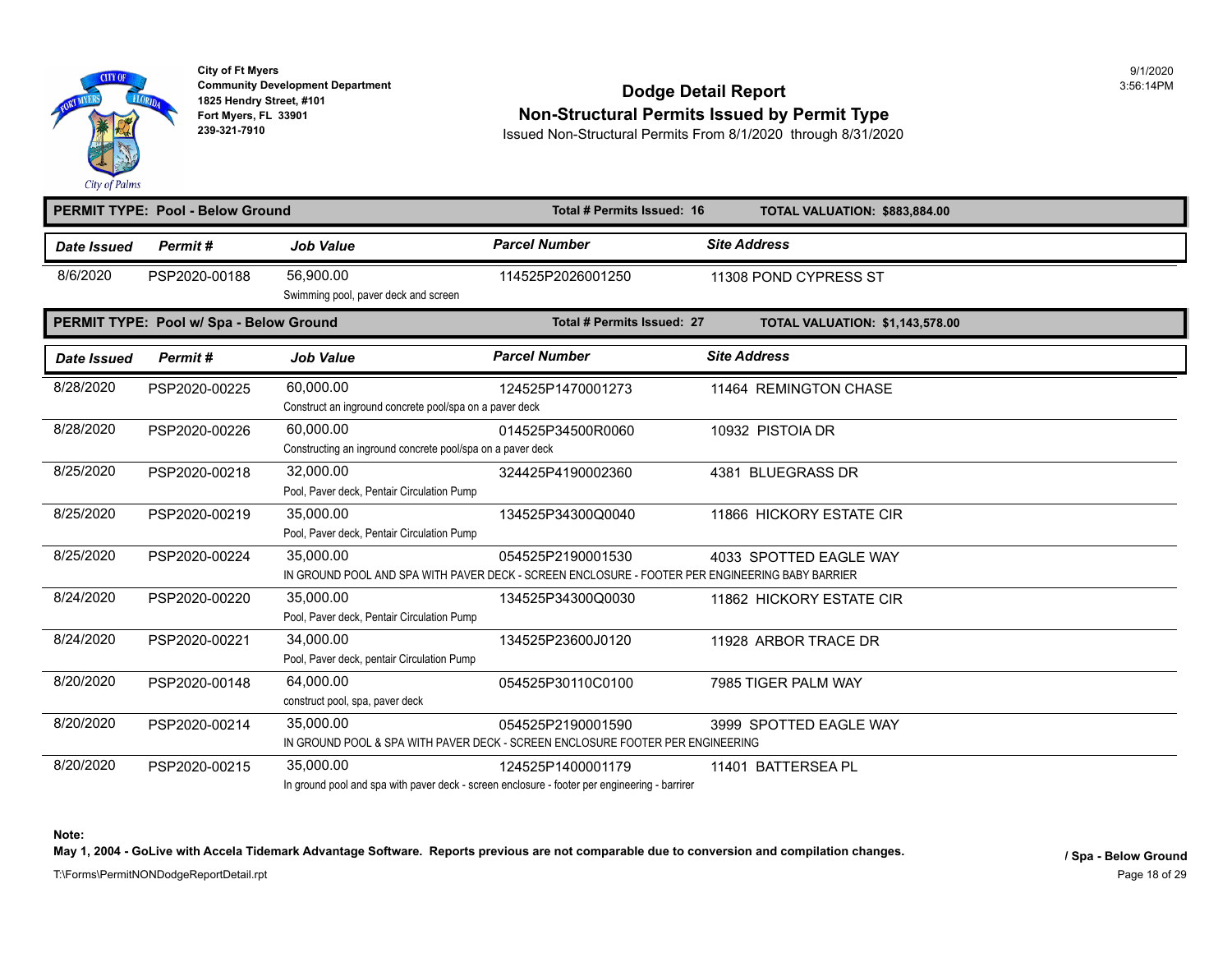**City of Ft Myers**
**Community Development Department**
**1825 Hendry Street, #101**
**Fort Myers, FL 33901**
**239-321-7910**

9/1/2020
3:56:14PM

# Dodge Detail Report
## Non-Structural Permits Issued by Permit Type

Issued Non-Structural Permits From 8/1/2020 through 8/31/2020

**PERMIT TYPE: Pool - Below Ground** — **Total # Permits Issued: 16** — **TOTAL VALUATION: $883,884.00**

| Date Issued | Permit # | Job Value | Parcel Number | Site Address |
|---|---|---|---|---|
| 8/6/2020 | PSP2020-00188 | 56,900.00<br>Swimming pool, paver deck and screen | 114525P2026001250 | 11308 POND CYPRESS ST |

**PERMIT TYPE: Pool w/ Spa - Below Ground** — **Total # Permits Issued: 27** — **TOTAL VALUATION: $1,143,578.00**

| Date Issued | Permit # | Job Value | Parcel Number | Site Address |
|---|---|---|---|---|
| 8/28/2020 | PSP2020-00225 | 60,000.00<br>Construct an inground concrete pool/spa on a paver deck | 124525P1470001273 | 11464 REMINGTON CHASE |
| 8/28/2020 | PSP2020-00226 | 60,000.00<br>Constructing an inground concrete pool/spa on a paver deck | 014525P34500R0060 | 10932 PISTOIA DR |
| 8/25/2020 | PSP2020-00218 | 32,000.00<br>Pool, Paver deck, Pentair Circulation Pump | 324425P4190002360 | 4381 BLUEGRASS DR |
| 8/25/2020 | PSP2020-00219 | 35,000.00<br>Pool, Paver deck, Pentair Circulation Pump | 134525P34300Q0040 | 11866 HICKORY ESTATE CIR |
| 8/25/2020 | PSP2020-00224 | 35,000.00<br>IN GROUND POOL AND SPA WITH PAVER DECK - SCREEN ENCLOSURE - FOOTER PER ENGINEERING BABY BARRIER | 054525P2190001530 | 4033 SPOTTED EAGLE WAY |
| 8/24/2020 | PSP2020-00220 | 35,000.00<br>Pool, Paver deck, Pentair Circulation Pump | 134525P34300Q0030 | 11862 HICKORY ESTATE CIR |
| 8/24/2020 | PSP2020-00221 | 34,000.00<br>Pool, Paver deck, pentair Circulation Pump | 134525P23600J0120 | 11928 ARBOR TRACE DR |
| 8/20/2020 | PSP2020-00148 | 64,000.00<br>construct pool, spa, paver deck | 054525P30110C0100 | 7985 TIGER PALM WAY |
| 8/20/2020 | PSP2020-00214 | 35,000.00<br>IN GROUND POOL & SPA WITH PAVER DECK - SCREEN ENCLOSURE FOOTER PER ENGINEERING | 054525P2190001590 | 3999 SPOTTED EAGLE WAY |
| 8/20/2020 | PSP2020-00215 | 35,000.00<br>In ground pool and spa with paver deck - screen enclosure - footer per engineering - barrirer | 124525P1400001179 | 11401 BATTERSEA PL |

**Note:**
**May 1, 2004 - GoLive with Accela Tidemark Advantage Software. Reports previous are not comparable due to conversion and compilation changes.**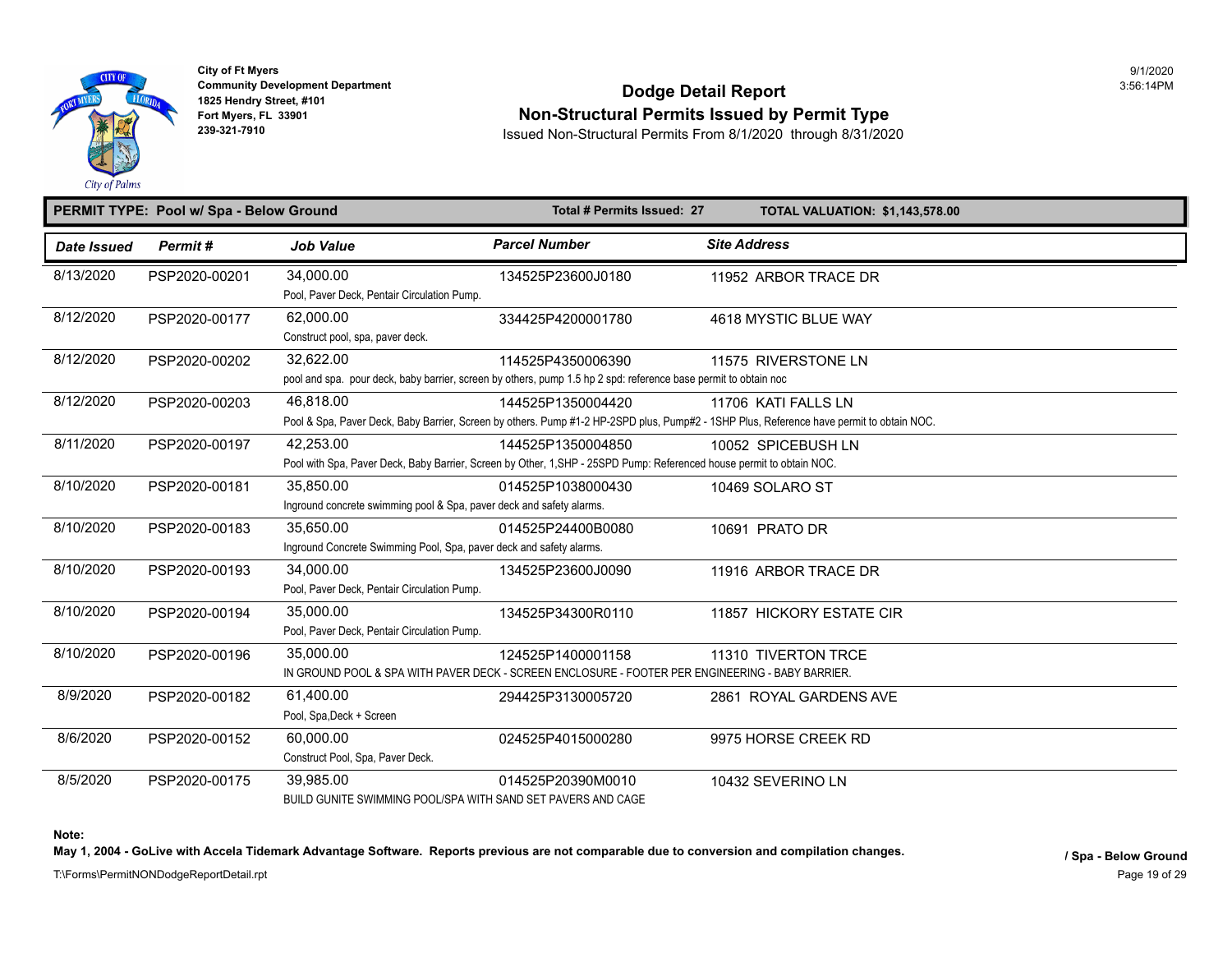**City of Ft Myers**
**Community Development Department**
**1825 Hendry Street, #101**
**Fort Myers, FL 33901**
**239-321-7910**

9/1/2020
3:56:14PM

# Dodge Detail Report
## Non-Structural Permits Issued by Permit Type

Issued Non-Structural Permits From 8/1/2020 through 8/31/2020

**PERMIT TYPE: Pool w/ Spa - Below Ground** | **Total # Permits Issued: 27** | **TOTAL VALUATION: $1,143,578.00**

| Date Issued | Permit # | Job Value | Parcel Number | Site Address |
|---|---|---|---|---|
| 8/13/2020 | PSP2020-00201 | 34,000.00<br>Pool, Paver Deck, Pentair Circulation Pump. | 134525P23600J0180 | 11952 ARBOR TRACE DR |
| 8/12/2020 | PSP2020-00177 | 62,000.00<br>Construct pool, spa, paver deck. | 334425P4200001780 | 4618 MYSTIC BLUE WAY |
| 8/12/2020 | PSP2020-00202 | 32,622.00<br>pool and spa. pour deck, baby barrier, screen by others, pump 1.5 hp 2 spd: reference base permit to obtain noc | 114525P4350006390 | 11575 RIVERSTONE LN |
| 8/12/2020 | PSP2020-00203 | 46,818.00<br>Pool & Spa, Paver Deck, Baby Barrier, Screen by others. Pump #1-2 HP-2SPD plus, Pump#2 - 1SHP Plus, Reference have permit to obtain NOC. | 144525P1350004420 | 11706 KATI FALLS LN |
| 8/11/2020 | PSP2020-00197 | 42,253.00<br>Pool with Spa, Paver Deck, Baby Barrier, Screen by Other, 1,SHP - 25SPD Pump: Referenced house permit to obtain NOC. | 144525P1350004850 | 10052 SPICEBUSH LN |
| 8/10/2020 | PSP2020-00181 | 35,850.00<br>Inground concrete swimming pool & Spa, paver deck and safety alarms. | 014525P1038000430 | 10469 SOLARO ST |
| 8/10/2020 | PSP2020-00183 | 35,650.00<br>Inground Concrete Swimming Pool, Spa, paver deck and safety alarms. | 014525P24400B0080 | 10691 PRATO DR |
| 8/10/2020 | PSP2020-00193 | 34,000.00<br>Pool, Paver Deck, Pentair Circulation Pump. | 134525P23600J0090 | 11916 ARBOR TRACE DR |
| 8/10/2020 | PSP2020-00194 | 35,000.00<br>Pool, Paver Deck, Pentair Circulation Pump. | 134525P34300R0110 | 11857 HICKORY ESTATE CIR |
| 8/10/2020 | PSP2020-00196 | 35,000.00<br>IN GROUND POOL & SPA WITH PAVER DECK - SCREEN ENCLOSURE - FOOTER PER ENGINEERING - BABY BARRIER. | 124525P1400001158 | 11310 TIVERTON TRCE |
| 8/9/2020 | PSP2020-00182 | 61,400.00<br>Pool, Spa,Deck + Screen | 294425P3130005720 | 2861 ROYAL GARDENS AVE |
| 8/6/2020 | PSP2020-00152 | 60,000.00<br>Construct Pool, Spa, Paver Deck. | 024525P4015000280 | 9975 HORSE CREEK RD |
| 8/5/2020 | PSP2020-00175 | 39,985.00<br>BUILD GUNITE SWIMMING POOL/SPA WITH SAND SET PAVERS AND CAGE | 014525P20390M0010 | 10432 SEVERINO LN |

**Note:**
**May 1, 2004 - GoLive with Accela Tidemark Advantage Software. Reports previous are not comparable due to conversion and compilation changes.**

**/ Spa - Below Ground**

T:\Forms\PermitNONDodgeReportDetail.rpt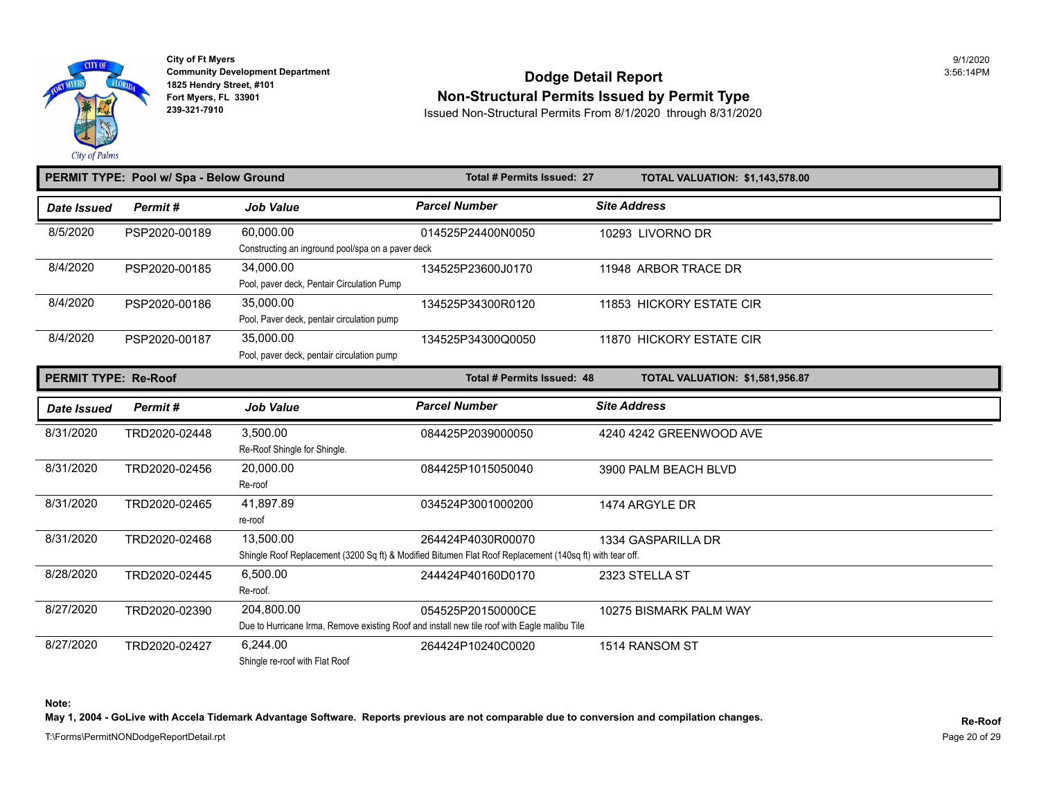City of Ft Myers
Community Development Department
1825 Hendry Street, #101
Fort Myers, FL 33901
239-321-7910

9/1/2020
3:56:14PM

# Dodge Detail Report
## Non-Structural Permits Issued by Permit Type

Issued Non-Structural Permits From 8/1/2020 through 8/31/2020

**PERMIT TYPE: Pool w/ Spa - Below Ground** | **Total # Permits Issued: 27** | **TOTAL VALUATION: $1,143,578.00**

| Date Issued | Permit # | Job Value | Parcel Number | Site Address |
|---|---|---|---|---|
| 8/5/2020 | PSP2020-00189 | 60,000.00<br>Constructing an inground pool/spa on a paver deck | 014525P24400N0050 | 10293 LIVORNO DR |
| 8/4/2020 | PSP2020-00185 | 34,000.00<br>Pool, paver deck, Pentair Circulation Pump | 134525P23600J0170 | 11948 ARBOR TRACE DR |
| 8/4/2020 | PSP2020-00186 | 35,000.00<br>Pool, Paver deck, pentair circulation pump | 134525P34300R0120 | 11853 HICKORY ESTATE CIR |
| 8/4/2020 | PSP2020-00187 | 35,000.00<br>Pool, paver deck, pentair circulation pump | 134525P34300Q0050 | 11870 HICKORY ESTATE CIR |

**PERMIT TYPE: Re-Roof** | **Total # Permits Issued: 48** | **TOTAL VALUATION: $1,581,956.87**

| Date Issued | Permit # | Job Value | Parcel Number | Site Address |
|---|---|---|---|---|
| 8/31/2020 | TRD2020-02448 | 3,500.00<br>Re-Roof Shingle for Shingle. | 084425P2039000050 | 4240 4242 GREENWOOD AVE |
| 8/31/2020 | TRD2020-02456 | 20,000.00<br>Re-roof | 084425P1015050040 | 3900 PALM BEACH BLVD |
| 8/31/2020 | TRD2020-02465 | 41,897.89<br>re-roof | 034524P3001000200 | 1474 ARGYLE DR |
| 8/31/2020 | TRD2020-02468 | 13,500.00<br>Shingle Roof Replacement (3200 Sq ft) & Modified Bitumen Flat Roof Replacement (140sq ft) with tear off. | 264424P4030R00070 | 1334 GASPARILLA DR |
| 8/28/2020 | TRD2020-02445 | 6,500.00<br>Re-roof. | 244424P40160D0170 | 2323 STELLA ST |
| 8/27/2020 | TRD2020-02390 | 204,800.00<br>Due to Hurricane Irma, Remove existing Roof and install new tile roof with Eagle malibu Tile | 054525P20150000CE | 10275 BISMARK PALM WAY |
| 8/27/2020 | TRD2020-02427 | 6,244.00<br>Shingle re-roof with Flat Roof | 264424P10240C0020 | 1514 RANSOM ST |

**Note:**
**May 1, 2004 - GoLive with Accela Tidemark Advantage Software. Reports previous are not comparable due to conversion and compilation changes.**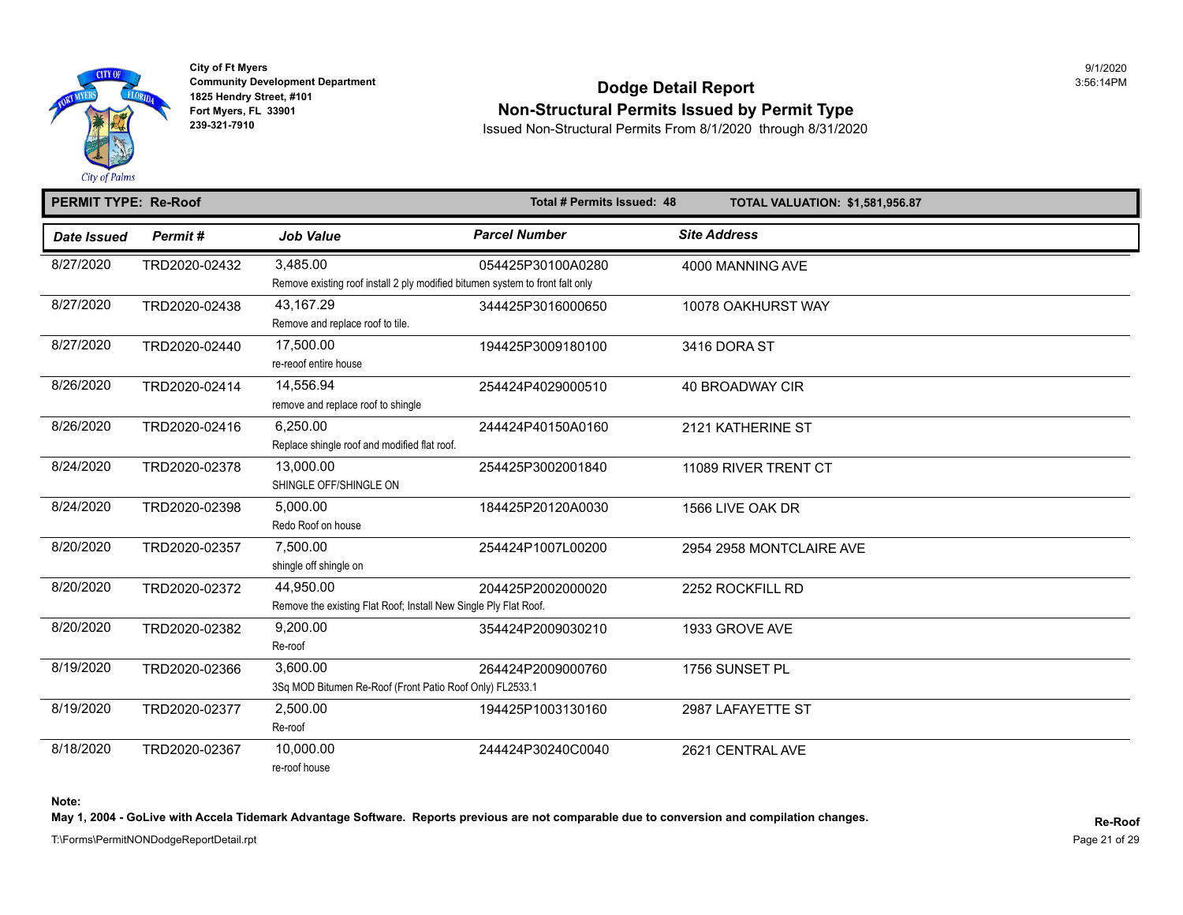City of Ft Myers
Community Development Department
1825 Hendry Street, #101
Fort Myers, FL 33901
239-321-7910

9/1/2020
3:56:14PM

# Dodge Detail Report

## Non-Structural Permits Issued by Permit Type

Issued Non-Structural Permits From 8/1/2020 through 8/31/2020

**PERMIT TYPE: Re-Roof** | **Total # Permits Issued: 48** | **TOTAL VALUATION: $1,581,956.87**

| Date Issued | Permit # | Job Value | Parcel Number | Site Address |
|---|---|---|---|---|
| 8/27/2020 | TRD2020-02432 | 3,485.00<br>Remove existing roof install 2 ply modified bitumen system to front falt only | 054425P30100A0280 | 4000 MANNING AVE |
| 8/27/2020 | TRD2020-02438 | 43,167.29<br>Remove and replace roof to tile. | 344425P3016000650 | 10078 OAKHURST WAY |
| 8/27/2020 | TRD2020-02440 | 17,500.00<br>re-reoof entire house | 194425P3009180100 | 3416 DORA ST |
| 8/26/2020 | TRD2020-02414 | 14,556.94<br>remove and replace roof to shingle | 254424P4029000510 | 40 BROADWAY CIR |
| 8/26/2020 | TRD2020-02416 | 6,250.00<br>Replace shingle roof and modified flat roof. | 244424P40150A0160 | 2121 KATHERINE ST |
| 8/24/2020 | TRD2020-02378 | 13,000.00<br>SHINGLE OFF/SHINGLE ON | 254425P3002001840 | 11089 RIVER TRENT CT |
| 8/24/2020 | TRD2020-02398 | 5,000.00<br>Redo Roof on house | 184425P20120A0030 | 1566 LIVE OAK DR |
| 8/20/2020 | TRD2020-02357 | 7,500.00<br>shingle off shingle on | 254424P1007L00200 | 2954 2958 MONTCLAIRE AVE |
| 8/20/2020 | TRD2020-02372 | 44,950.00<br>Remove the existing Flat Roof; Install New Single Ply Flat Roof. | 204425P2002000020 | 2252 ROCKFILL RD |
| 8/20/2020 | TRD2020-02382 | 9,200.00<br>Re-roof | 354424P2009030210 | 1933 GROVE AVE |
| 8/19/2020 | TRD2020-02366 | 3,600.00<br>3Sq MOD Bitumen Re-Roof (Front Patio Roof Only) FL2533.1 | 264424P2009000760 | 1756 SUNSET PL |
| 8/19/2020 | TRD2020-02377 | 2,500.00<br>Re-roof | 194425P1003130160 | 2987 LAFAYETTE ST |
| 8/18/2020 | TRD2020-02367 | 10,000.00<br>re-roof house | 244424P30240C0040 | 2621 CENTRAL AVE |

**Note:**
**May 1, 2004 - GoLive with Accela Tidemark Advantage Software. Reports previous are not comparable due to conversion and compilation changes.**

T:\Forms\PermitNONDodgeReportDetail.rpt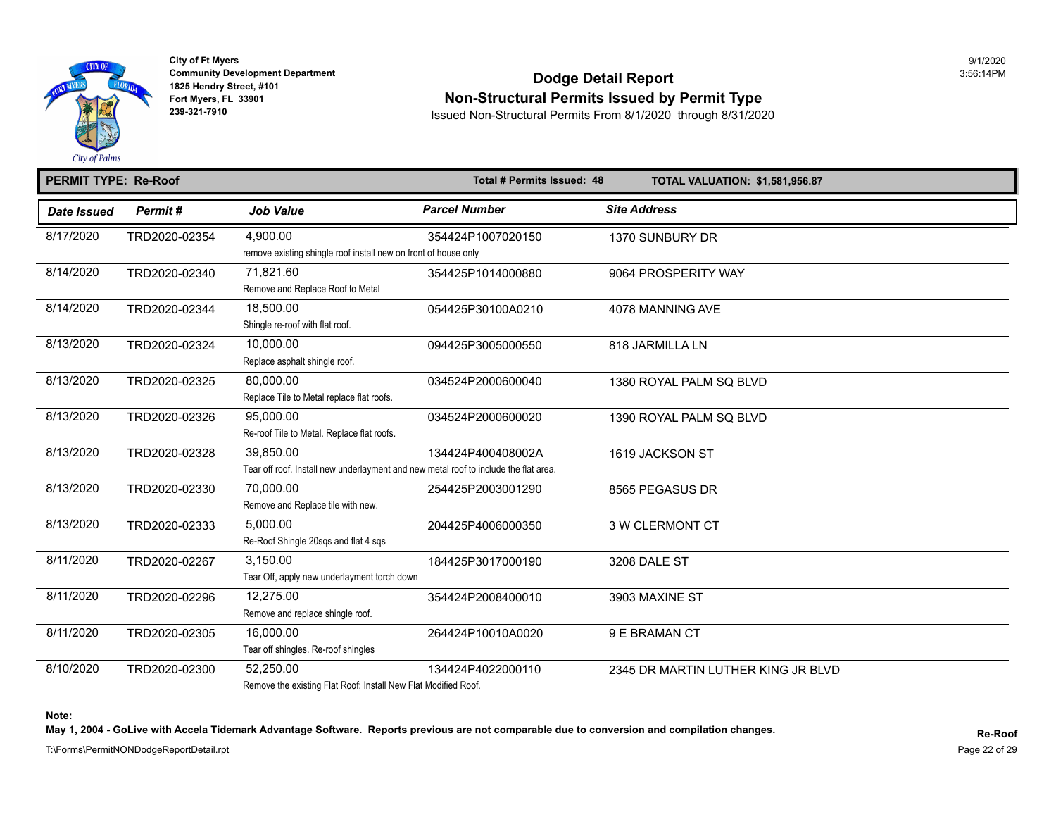City of Ft Myers
Community Development Department
1825 Hendry Street, #101
Fort Myers, FL 33901
239-321-7910

9/1/2020
3:56:14PM

# Dodge Detail Report
## Non-Structural Permits Issued by Permit Type
Issued Non-Structural Permits From 8/1/2020 through 8/31/2020

**PERMIT TYPE: Re-Roof** | **Total # Permits Issued: 48** | **TOTAL VALUATION: $1,581,956.87**

| Date Issued | Permit # | Job Value | Parcel Number | Site Address |
|---|---|---|---|---|
| 8/17/2020 | TRD2020-02354 | 4,900.00<br>remove existing shingle roof install new on front of house only | 354424P1007020150 | 1370 SUNBURY DR |
| 8/14/2020 | TRD2020-02340 | 71,821.60<br>Remove and Replace Roof to Metal | 354425P1014000880 | 9064 PROSPERITY WAY |
| 8/14/2020 | TRD2020-02344 | 18,500.00<br>Shingle re-roof with flat roof. | 054425P30100A0210 | 4078 MANNING AVE |
| 8/13/2020 | TRD2020-02324 | 10,000.00<br>Replace asphalt shingle roof. | 094425P3005000550 | 818 JARMILLA LN |
| 8/13/2020 | TRD2020-02325 | 80,000.00<br>Replace Tile to Metal replace flat roofs. | 034524P2000600040 | 1380 ROYAL PALM SQ BLVD |
| 8/13/2020 | TRD2020-02326 | 95,000.00<br>Re-roof Tile to Metal. Replace flat roofs. | 034524P2000600020 | 1390 ROYAL PALM SQ BLVD |
| 8/13/2020 | TRD2020-02328 | 39,850.00<br>Tear off roof. Install new underlayment and new metal roof to include the flat area. | 134424P400408002A | 1619 JACKSON ST |
| 8/13/2020 | TRD2020-02330 | 70,000.00<br>Remove and Replace tile with new. | 254425P2003001290 | 8565 PEGASUS DR |
| 8/13/2020 | TRD2020-02333 | 5,000.00<br>Re-Roof Shingle 20sqs and flat 4 sqs | 204425P4006000350 | 3 W CLERMONT CT |
| 8/11/2020 | TRD2020-02267 | 3,150.00<br>Tear Off, apply new underlayment torch down | 184425P3017000190 | 3208 DALE ST |
| 8/11/2020 | TRD2020-02296 | 12,275.00<br>Remove and replace shingle roof. | 354424P2008400010 | 3903 MAXINE ST |
| 8/11/2020 | TRD2020-02305 | 16,000.00<br>Tear off shingles. Re-roof shingles | 264424P10010A0020 | 9 E BRAMAN CT |
| 8/10/2020 | TRD2020-02300 | 52,250.00<br>Remove the existing Flat Roof; Install New Flat Modified Roof. | 134424P4022000110 | 2345 DR MARTIN LUTHER KING JR BLVD |

**Note:**
**May 1, 2004 - GoLive with Accela Tidemark Advantage Software. Reports previous are not comparable due to conversion and compilation changes.**

**Re-Roof**

T:\Forms\PermitNONDodgeReportDetail.rpt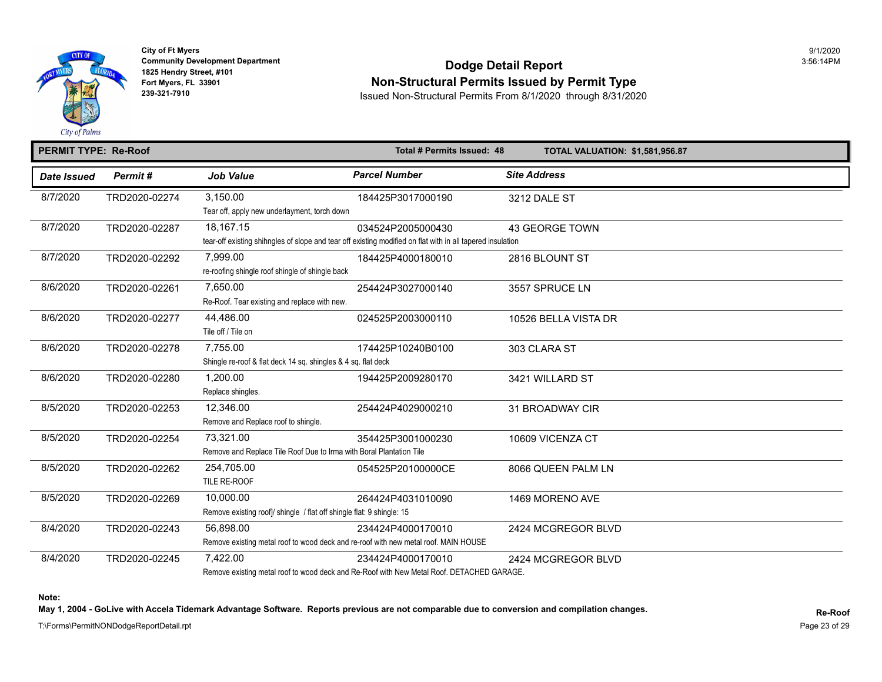City of Ft Myers
Community Development Department
1825 Hendry Street, #101
Fort Myers, FL 33901
239-321-7910

9/1/2020
3:56:14PM

# Dodge Detail Report

## Non-Structural Permits Issued by Permit Type

Issued Non-Structural Permits From 8/1/2020 through 8/31/2020

**PERMIT TYPE: Re-Roof** | **Total # Permits Issued: 48** | **TOTAL VALUATION: $1,581,956.87**

| Date Issued | Permit # | Job Value | Parcel Number | Site Address |
|---|---|---|---|---|
| 8/7/2020 | TRD2020-02274 | 3,150.00<br>Tear off, apply new underlayment, torch down | 184425P3017000190 | 3212 DALE ST |
| 8/7/2020 | TRD2020-02287 | 18,167.15<br>tear-off existing shihngles of slope and tear off existing modified on flat with in all tapered insulation | 034524P2005000430 | 43 GEORGE TOWN |
| 8/7/2020 | TRD2020-02292 | 7,999.00<br>re-roofing shingle roof shingle of shingle back | 184425P4000180010 | 2816 BLOUNT ST |
| 8/6/2020 | TRD2020-02261 | 7,650.00<br>Re-Roof. Tear existing and replace with new. | 254424P3027000140 | 3557 SPRUCE LN |
| 8/6/2020 | TRD2020-02277 | 44,486.00<br>Tile off / Tile on | 024525P2003000110 | 10526 BELLA VISTA DR |
| 8/6/2020 | TRD2020-02278 | 7,755.00<br>Shingle re-roof & flat deck 14 sq. shingles & 4 sq. flat deck | 174425P10240B0100 | 303 CLARA ST |
| 8/6/2020 | TRD2020-02280 | 1,200.00<br>Replace shingles. | 194425P2009280170 | 3421 WILLARD ST |
| 8/5/2020 | TRD2020-02253 | 12,346.00<br>Remove and Replace roof to shingle. | 254424P4029000210 | 31 BROADWAY CIR |
| 8/5/2020 | TRD2020-02254 | 73,321.00<br>Remove and Replace Tile Roof Due to Irma with Boral Plantation Tile | 354425P3001000230 | 10609 VICENZA CT |
| 8/5/2020 | TRD2020-02262 | 254,705.00<br>TILE RE-ROOF | 054525P20100000CE | 8066 QUEEN PALM LN |
| 8/5/2020 | TRD2020-02269 | 10,000.00<br>Remove existing roof]/ shingle / flat off shingle flat: 9 shingle: 15 | 264424P4031010090 | 1469 MORENO AVE |
| 8/4/2020 | TRD2020-02243 | 56,898.00<br>Remove existing metal roof to wood deck and re-roof with new metal roof. MAIN HOUSE | 234424P4000170010 | 2424 MCGREGOR BLVD |
| 8/4/2020 | TRD2020-02245 | 7,422.00<br>Remove existing metal roof to wood deck and Re-Roof with New Metal Roof. DETACHED GARAGE. | 234424P4000170010 | 2424 MCGREGOR BLVD |

**Note:**
**May 1, 2004 - GoLive with Accela Tidemark Advantage Software. Reports previous are not comparable due to conversion and compilation changes.**

T:\Forms\PermitNONDodgeReportDetail.rpt

**Re-Roof**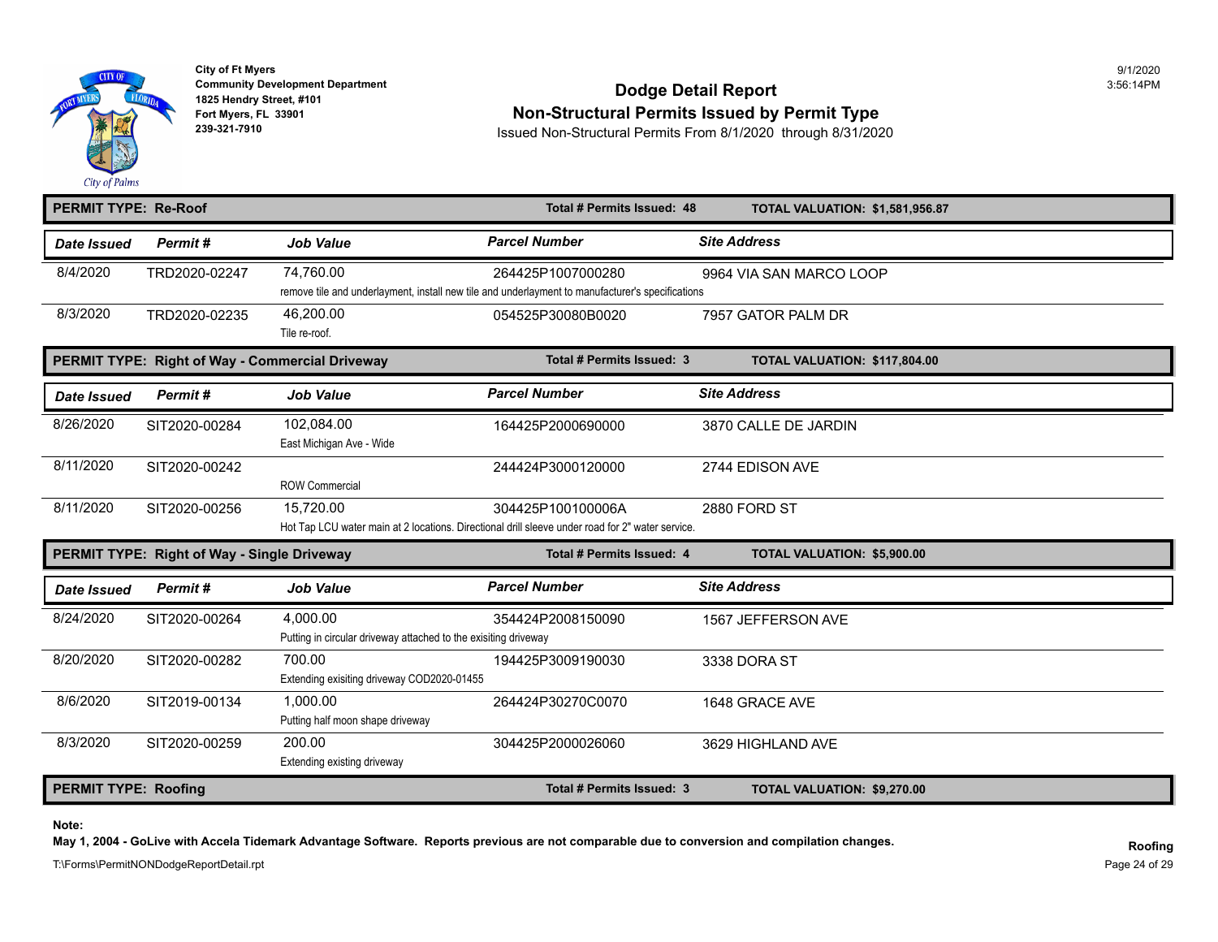City of Ft Myers
Community Development Department
1825 Hendry Street, #101
Fort Myers, FL 33901
239-321-7910

# Dodge Detail Report
## Non-Structural Permits Issued by Permit Type

Issued Non-Structural Permits From 8/1/2020 through 8/31/2020

**PERMIT TYPE: Re-Roof** — Total # Permits Issued: 48 — TOTAL VALUATION: $1,581,956.87

| Date Issued | Permit # | Job Value | Parcel Number | Site Address |
|---|---|---|---|---|
| 8/4/2020 | TRD2020-02247 | 74,760.00 | 264425P1007000280 | 9964 VIA SAN MARCO LOOP |
| | | remove tile and underlayment, install new tile and underlayment to manufacturer's specifications | | |
| 8/3/2020 | TRD2020-02235 | 46,200.00 | 054525P30080B0020 | 7957 GATOR PALM DR |
| | | Tile re-roof. | | |

**PERMIT TYPE: Right of Way - Commercial Driveway** — Total # Permits Issued: 3 — TOTAL VALUATION: $117,804.00

| Date Issued | Permit # | Job Value | Parcel Number | Site Address |
|---|---|---|---|---|
| 8/26/2020 | SIT2020-00284 | 102,084.00 | 164425P2000690000 | 3870 CALLE DE JARDIN |
| | | East Michigan Ave - Wide | | |
| 8/11/2020 | SIT2020-00242 | | 244424P3000120000 | 2744 EDISON AVE |
| | | ROW Commercial | | |
| 8/11/2020 | SIT2020-00256 | 15,720.00 | 304425P100100006A | 2880 FORD ST |
| | | Hot Tap LCU water main at 2 locations. Directional drill sleeve under road for 2" water service. | | |

**PERMIT TYPE: Right of Way - Single Driveway** — Total # Permits Issued: 4 — TOTAL VALUATION: $5,900.00

| Date Issued | Permit # | Job Value | Parcel Number | Site Address |
|---|---|---|---|---|
| 8/24/2020 | SIT2020-00264 | 4,000.00 | 354424P2008150090 | 1567 JEFFERSON AVE |
| | | Putting in circular driveway attached to the exisiting driveway | | |
| 8/20/2020 | SIT2020-00282 | 700.00 | 194425P3009190030 | 3338 DORA ST |
| | | Extending exisiting driveway COD2020-01455 | | |
| 8/6/2020 | SIT2019-00134 | 1,000.00 | 264424P30270C0070 | 1648 GRACE AVE |
| | | Putting half moon shape driveway | | |
| 8/3/2020 | SIT2020-00259 | 200.00 | 304425P2000026060 | 3629 HIGHLAND AVE |
| | | Extending existing driveway | | |

**PERMIT TYPE: Roofing** — Total # Permits Issued: 3 — TOTAL VALUATION: $9,270.00

**Note:**
**May 1, 2004 - GoLive with Accela Tidemark Advantage Software. Reports previous are not comparable due to conversion and compilation changes.**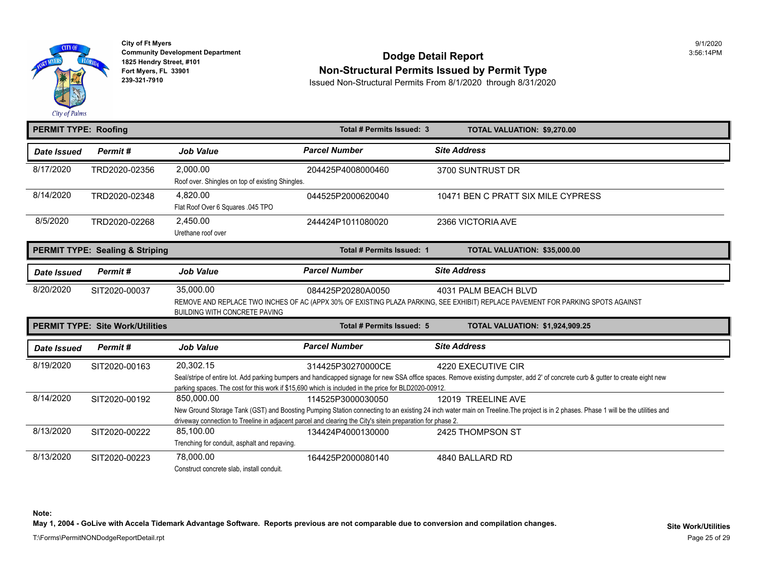City of Ft Myers
Community Development Department
1825 Hendry Street, #101
Fort Myers, FL 33901
239-321-7910

# Dodge Detail Report
## Non-Structural Permits Issued by Permit Type
Issued Non-Structural Permits From 8/1/2020 through 8/31/2020

9/1/2020
3:56:14PM

## PERMIT TYPE: Roofing

Total # Permits Issued: 3 — TOTAL VALUATION: $9,270.00

| Date Issued | Permit # | Job Value | Parcel Number | Site Address |
|---|---|---|---|---|
| 8/17/2020 | TRD2020-02356 | 2,000.00<br>Roof over. Shingles on top of existing Shingles. | 204425P4008000460 | 3700 SUNTRUST DR |
| 8/14/2020 | TRD2020-02348 | 4,820.00<br>Flat Roof Over 6 Squares .045 TPO | 044525P2000620040 | 10471 BEN C PRATT SIX MILE CYPRESS |
| 8/5/2020 | TRD2020-02268 | 2,450.00<br>Urethane roof over | 244424P1011080020 | 2366 VICTORIA AVE |

## PERMIT TYPE: Sealing & Striping

Total # Permits Issued: 1 — TOTAL VALUATION: $35,000.00

| Date Issued | Permit # | Job Value | Parcel Number | Site Address |
|---|---|---|---|---|
| 8/20/2020 | SIT2020-00037 | 35,000.00<br>REMOVE AND REPLACE TWO INCHES OF AC (APPX 30% OF EXISTING PLAZA PARKING, SEE EXHIBIT) REPLACE PAVEMENT FOR PARKING SPOTS AGAINST BUILDING WITH CONCRETE PAVING | 084425P20280A0050 | 4031 PALM BEACH BLVD |

## PERMIT TYPE: Site Work/Utilities

Total # Permits Issued: 5 — TOTAL VALUATION: $1,924,909.25

| Date Issued | Permit # | Job Value | Parcel Number | Site Address |
|---|---|---|---|---|
| 8/19/2020 | SIT2020-00163 | 20,302.15<br>Seal/stripe of entire lot. Add parking bumpers and handicapped signage for new SSA office spaces. Remove existing dumpster, add 2' of concrete curb & gutter to create eight new parking spaces. The cost for this work if $15,690 which is included in the price for BLD2020-00912. | 314425P30270000CE | 4220 EXECUTIVE CIR |
| 8/14/2020 | SIT2020-00192 | 850,000.00<br>New Ground Storage Tank (GST) and Boosting Pumping Station connecting to an existing 24 inch water main on Treeline.The project is in 2 phases. Phase 1 will be the utilities and driveway connection to Treeline in adjacent parcel and clearing the City's sitein preparation for phase 2. | 114525P3000030050 | 12019 TREELINE AVE |
| 8/13/2020 | SIT2020-00222 | 85,100.00<br>Trenching for conduit, asphalt and repaving. | 134424P4000130000 | 2425 THOMPSON ST |
| 8/13/2020 | SIT2020-00223 | 78,000.00<br>Construct concrete slab, install conduit. | 164425P2000080140 | 4840 BALLARD RD |

**Note:**
**May 1, 2004 - GoLive with Accela Tidemark Advantage Software. Reports previous are not comparable due to conversion and compilation changes.**

T:\Forms\PermitNONDodgeReportDetail.rpt

**Site Work/Utilities**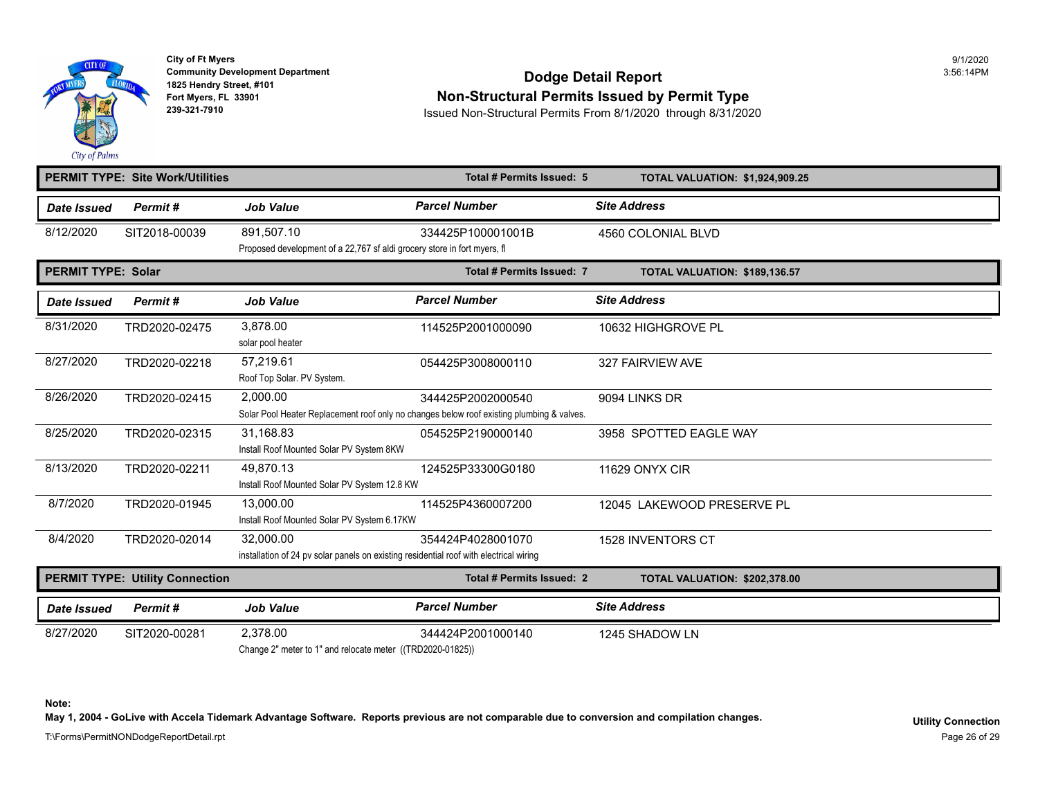City of Ft Myers
Community Development Department
1825 Hendry Street, #101
Fort Myers, FL 33901
239-321-7910

9/1/2020
3:56:14PM

# Dodge Detail Report
## Non-Structural Permits Issued by Permit Type
Issued Non-Structural Permits From 8/1/2020 through 8/31/2020

**PERMIT TYPE: Site Work/Utilities** — Total # Permits Issued: 5 — TOTAL VALUATION: $1,924,909.25

| Date Issued | Permit # | Job Value | Parcel Number | Site Address |
|---|---|---|---|---|
| 8/12/2020 | SIT2018-00039 | 891,507.10<br>Proposed development of a 22,767 sf aldi grocery store in fort myers, fl | 334425P100001001B | 4560 COLONIAL BLVD |

**PERMIT TYPE: Solar** — Total # Permits Issued: 7 — TOTAL VALUATION: $189,136.57

| Date Issued | Permit # | Job Value | Parcel Number | Site Address |
|---|---|---|---|---|
| 8/31/2020 | TRD2020-02475 | 3,878.00<br>solar pool heater | 114525P2001000090 | 10632 HIGHGROVE PL |
| 8/27/2020 | TRD2020-02218 | 57,219.61<br>Roof Top Solar. PV System. | 054425P3008000110 | 327 FAIRVIEW AVE |
| 8/26/2020 | TRD2020-02415 | 2,000.00<br>Solar Pool Heater Replacement roof only no changes below roof existing plumbing & valves. | 344425P2002000540 | 9094 LINKS DR |
| 8/25/2020 | TRD2020-02315 | 31,168.83<br>Install Roof Mounted Solar PV System 8KW | 054525P2190000140 | 3958 SPOTTED EAGLE WAY |
| 8/13/2020 | TRD2020-02211 | 49,870.13<br>Install Roof Mounted Solar PV System 12.8 KW | 124525P33300G0180 | 11629 ONYX CIR |
| 8/7/2020 | TRD2020-01945 | 13,000.00<br>Install Roof Mounted Solar PV System 6.17KW | 114525P4360007200 | 12045 LAKEWOOD PRESERVE PL |
| 8/4/2020 | TRD2020-02014 | 32,000.00<br>installation of 24 pv solar panels on existing residential roof with electrical wiring | 354424P4028001070 | 1528 INVENTORS CT |

**PERMIT TYPE: Utility Connection** — Total # Permits Issued: 2 — TOTAL VALUATION: $202,378.00

| Date Issued | Permit # | Job Value | Parcel Number | Site Address |
|---|---|---|---|---|
| 8/27/2020 | SIT2020-00281 | 2,378.00<br>Change 2" meter to 1" and relocate meter ((TRD2020-01825)) | 344424P2001000140 | 1245 SHADOW LN |

**Note:**
**May 1, 2004 - GoLive with Accela Tidemark Advantage Software. Reports previous are not comparable due to conversion and compilation changes.**

**Utility Connection**

T:\Forms\PermitNONDodgeReportDetail.rpt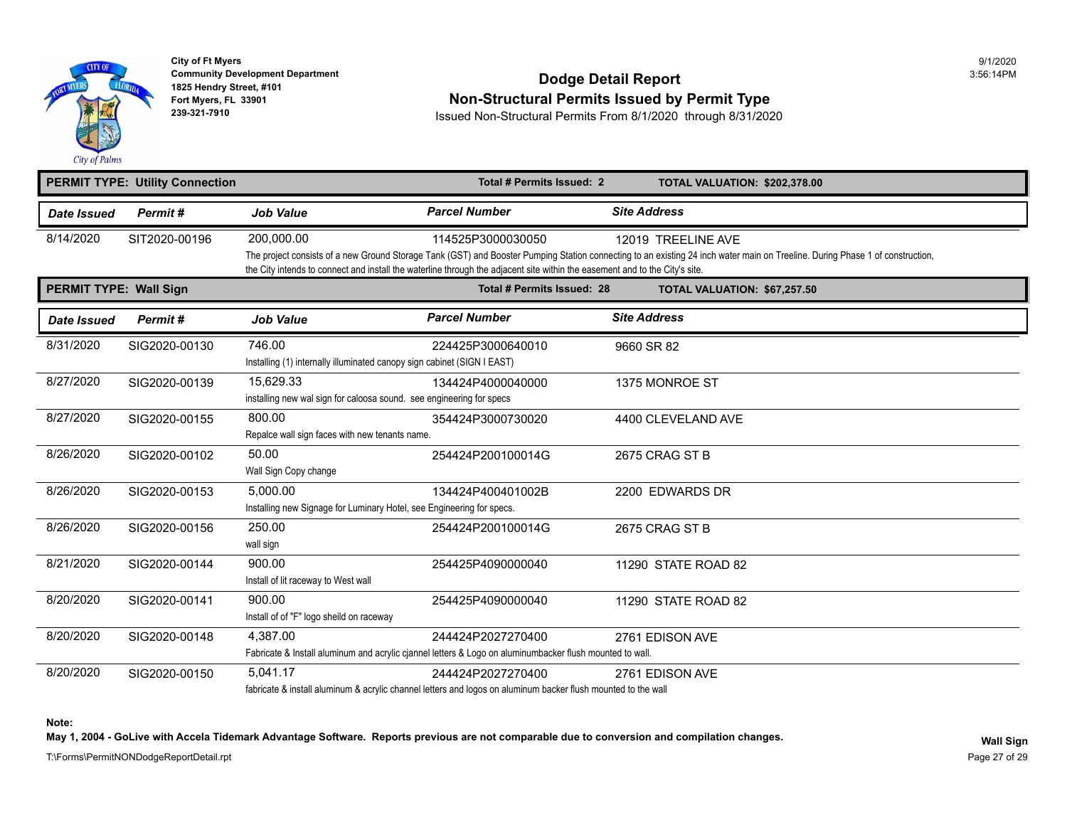City of Ft Myers
Community Development Department
1825 Hendry Street, #101
Fort Myers, FL 33901
239-321-7910

9/1/2020
3:56:14PM

# Dodge Detail Report
## Non-Structural Permits Issued by Permit Type

Issued Non-Structural Permits From 8/1/2020 through 8/31/2020

**PERMIT TYPE: Utility Connection** — Total # Permits Issued: 2 — TOTAL VALUATION: $202,378.00

| Date Issued | Permit # | Job Value | Parcel Number | Site Address |
|---|---|---|---|---|
| 8/14/2020 | SIT2020-00196 | 200,000.00 | 114525P3000030050 | 12019 TREELINE AVE |
| | | The project consists of a new Ground Storage Tank (GST) and Booster Pumping Station connecting to an existing 24 inch water main on Treeline. During Phase 1 of construction, the City intends to connect and install the waterline through the adjacent site within the easement and to the City's site. | | |

**PERMIT TYPE: Wall Sign** — Total # Permits Issued: 28 — TOTAL VALUATION: $67,257.50

| Date Issued | Permit # | Job Value | Parcel Number | Site Address |
|---|---|---|---|---|
| 8/31/2020 | SIG2020-00130 | 746.00 | 224425P3000640010 | 9660 SR 82 |
| | | Installing (1) internally illuminated canopy sign cabinet (SIGN I EAST) | | |
| 8/27/2020 | SIG2020-00139 | 15,629.33 | 134424P4000040000 | 1375 MONROE ST |
| | | installing new wal sign for caloosa sound. see engineering for specs | | |
| 8/27/2020 | SIG2020-00155 | 800.00 | 354424P3000730020 | 4400 CLEVELAND AVE |
| | | Repalce wall sign faces with new tenants name. | | |
| 8/26/2020 | SIG2020-00102 | 50.00 | 254424P200100014G | 2675 CRAG ST B |
| | | Wall Sign Copy change | | |
| 8/26/2020 | SIG2020-00153 | 5,000.00 | 134424P400401002B | 2200 EDWARDS DR |
| | | Installing new Signage for Luminary Hotel, see Engineering for specs. | | |
| 8/26/2020 | SIG2020-00156 | 250.00 | 254424P200100014G | 2675 CRAG ST B |
| | | wall sign | | |
| 8/21/2020 | SIG2020-00144 | 900.00 | 254425P4090000040 | 11290 STATE ROAD 82 |
| | | Install of lit raceway to West wall | | |
| 8/20/2020 | SIG2020-00141 | 900.00 | 254425P4090000040 | 11290 STATE ROAD 82 |
| | | Install of of "F" logo sheild on raceway | | |
| 8/20/2020 | SIG2020-00148 | 4,387.00 | 244424P2027270400 | 2761 EDISON AVE |
| | | Fabricate & Install aluminum and acrylic cjannel letters & Logo on aluminumbacker flush mounted to wall. | | |
| 8/20/2020 | SIG2020-00150 | 5,041.17 | 244424P2027270400 | 2761 EDISON AVE |
| | | fabricate & install aluminum & acrylic channel letters and logos on aluminum backer flush mounted to the wall | | |

**Note:**
**May 1, 2004 - GoLive with Accela Tidemark Advantage Software. Reports previous are not comparable due to conversion and compilation changes.**

T:\Forms\PermitNONDodgeReportDetail.rpt

**Wall Sign**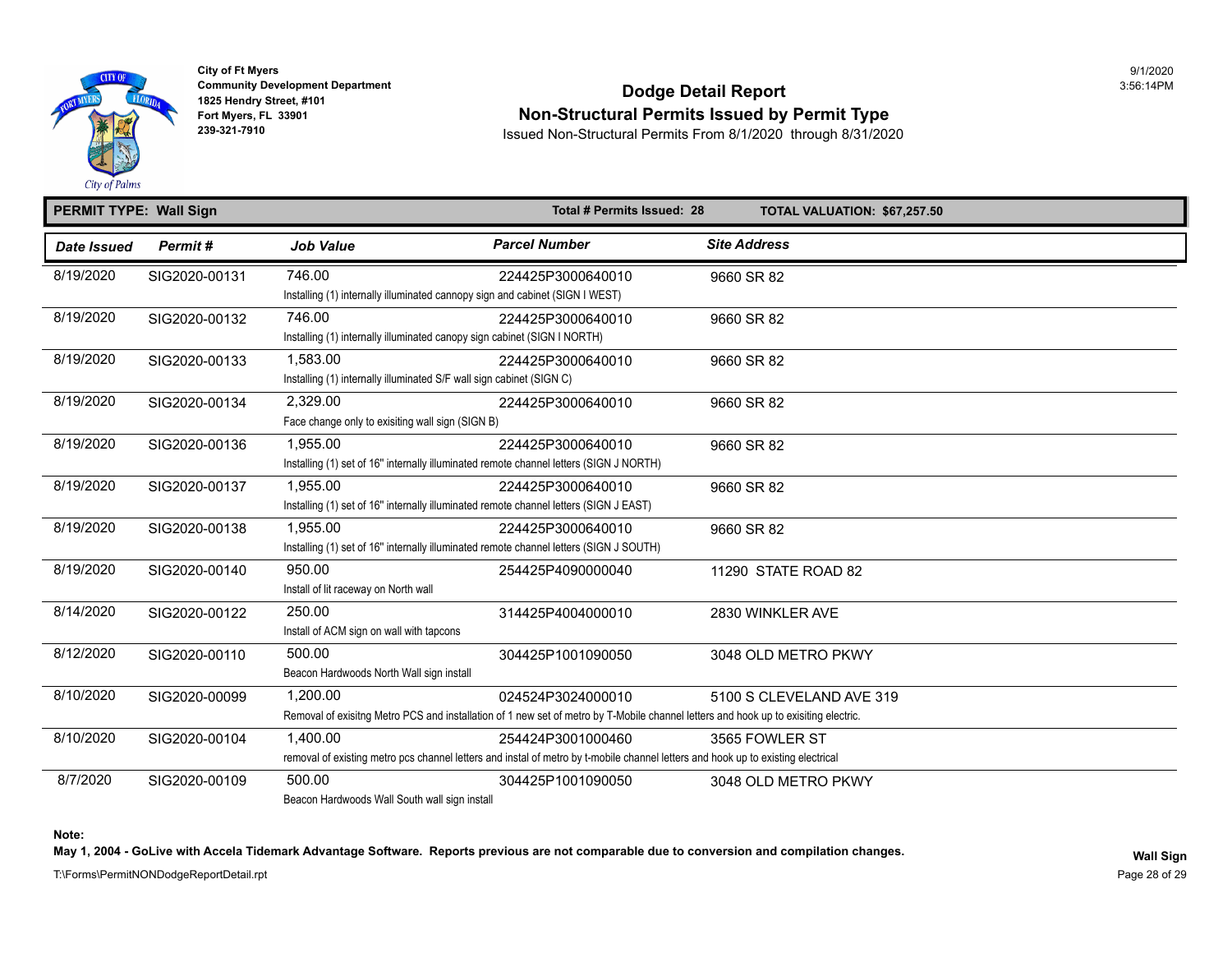City of Ft Myers
Community Development Department
1825 Hendry Street, #101
Fort Myers, FL 33901
239-321-7910

9/1/2020
3:56:14PM

# Dodge Detail Report
## Non-Structural Permits Issued by Permit Type
Issued Non-Structural Permits From 8/1/2020 through 8/31/2020

**PERMIT TYPE: Wall Sign** | **Total # Permits Issued: 28** | **TOTAL VALUATION: $67,257.50**

| Date Issued | Permit # | Job Value | Parcel Number | Site Address |
|---|---|---|---|---|
| 8/19/2020 | SIG2020-00131 | 746.00<br>Installing (1) internally illuminated cannopy sign and cabinet (SIGN I WEST) | 224425P3000640010 | 9660 SR 82 |
| 8/19/2020 | SIG2020-00132 | 746.00<br>Installing (1) internally illuminated canopy sign cabinet (SIGN I NORTH) | 224425P3000640010 | 9660 SR 82 |
| 8/19/2020 | SIG2020-00133 | 1,583.00<br>Installing (1) internally illuminated S/F wall sign cabinet (SIGN C) | 224425P3000640010 | 9660 SR 82 |
| 8/19/2020 | SIG2020-00134 | 2,329.00<br>Face change only to exisiting wall sign (SIGN B) | 224425P3000640010 | 9660 SR 82 |
| 8/19/2020 | SIG2020-00136 | 1,955.00<br>Installing (1) set of 16" internally illuminated remote channel letters (SIGN J NORTH) | 224425P3000640010 | 9660 SR 82 |
| 8/19/2020 | SIG2020-00137 | 1,955.00<br>Installing (1) set of 16" internally illuminated remote channel letters (SIGN J EAST) | 224425P3000640010 | 9660 SR 82 |
| 8/19/2020 | SIG2020-00138 | 1,955.00<br>Installing (1) set of 16" internally illuminated remote channel letters (SIGN J SOUTH) | 224425P3000640010 | 9660 SR 82 |
| 8/19/2020 | SIG2020-00140 | 950.00<br>Install of lit raceway on North wall | 254425P4090000040 | 11290 STATE ROAD 82 |
| 8/14/2020 | SIG2020-00122 | 250.00<br>Install of ACM sign on wall with tapcons | 314425P4004000010 | 2830 WINKLER AVE |
| 8/12/2020 | SIG2020-00110 | 500.00<br>Beacon Hardwoods North Wall sign install | 304425P1001090050 | 3048 OLD METRO PKWY |
| 8/10/2020 | SIG2020-00099 | 1,200.00<br>Removal of exisitng Metro PCS and installation of 1 new set of metro by T-Mobile channel letters and hook up to exisiting electric. | 024524P3024000010 | 5100 S CLEVELAND AVE 319 |
| 8/10/2020 | SIG2020-00104 | 1,400.00<br>removal of existing metro pcs channel letters and instal of metro by t-mobile channel letters and hook up to existing electrical | 254424P3001000460 | 3565 FOWLER ST |
| 8/7/2020 | SIG2020-00109 | 500.00<br>Beacon Hardwoods Wall South wall sign install | 304425P1001090050 | 3048 OLD METRO PKWY |

**Note:**
**May 1, 2004 - GoLive with Accela Tidemark Advantage Software. Reports previous are not comparable due to conversion and compilation changes.**

T:\Forms\PermitNONDodgeReportDetail.rpt

**Wall Sign**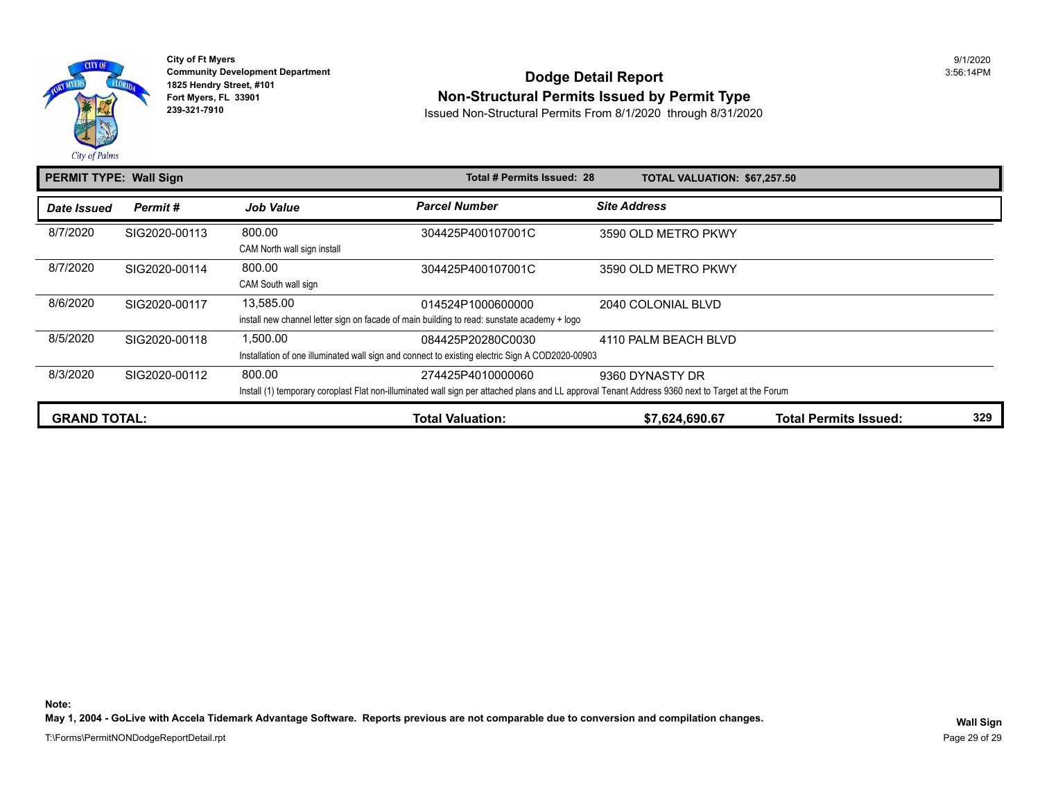City of Ft Myers
Community Development Department
1825 Hendry Street, #101
Fort Myers, FL 33901
239-321-7910

9/1/2020
3:56:14PM

# Dodge Detail Report

## Non-Structural Permits Issued by Permit Type

Issued Non-Structural Permits From 8/1/2020 through 8/31/2020

**PERMIT TYPE: Wall Sign** | **Total # Permits Issued: 28** | **TOTAL VALUATION: $67,257.50**

| Date Issued | Permit # | Job Value | Parcel Number | Site Address |
|---|---|---|---|---|
| 8/7/2020 | SIG2020-00113 | 800.00<br>CAM North wall sign install | 304425P400107001C | 3590 OLD METRO PKWY |
| 8/7/2020 | SIG2020-00114 | 800.00<br>CAM South wall sign | 304425P400107001C | 3590 OLD METRO PKWY |
| 8/6/2020 | SIG2020-00117 | 13,585.00<br>install new channel letter sign on facade of main building to read: sunstate academy + logo | 014524P1000600000 | 2040 COLONIAL BLVD |
| 8/5/2020 | SIG2020-00118 | 1,500.00<br>Installation of one illuminated wall sign and connect to existing electric Sign A COD2020-00903 | 084425P20280C0030 | 4110 PALM BEACH BLVD |
| 8/3/2020 | SIG2020-00112 | 800.00<br>Install (1) temporary coroplast Flat non-illuminated wall sign per attached plans and LL approval Tenant Address 9360 next to Target at the Forum | 274425P4010000060 | 9360 DYNASTY DR |

**GRAND TOTAL:** | **Total Valuation:** **$7,624,690.67** | **Total Permits Issued:** **329**

**Note:**
**May 1, 2004 - GoLive with Accela Tidemark Advantage Software. Reports previous are not comparable due to conversion and compilation changes.**

T:\Forms\PermitNONDodgeReportDetail.rpt